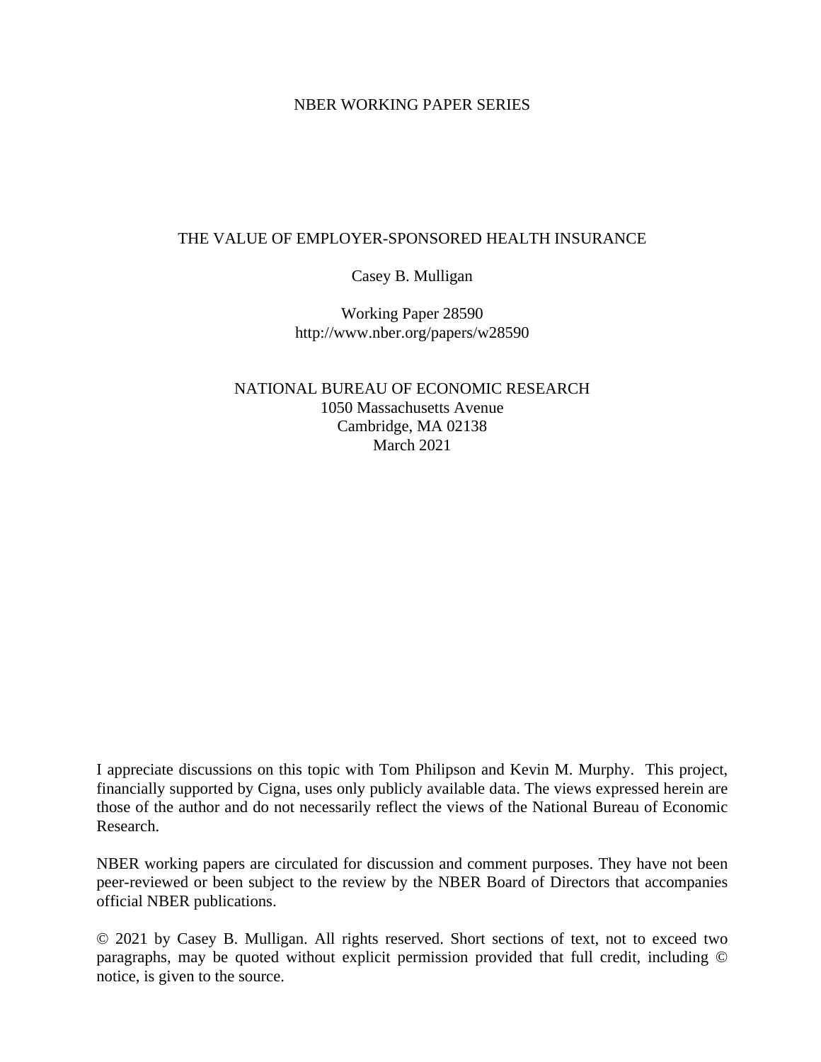NBER WORKING PAPER SERIES

# THE VALUE OF EMPLOYER-SPONSORED HEALTH INSURANCE

Casey B. Mulligan

Working Paper 28590
http://www.nber.org/papers/w28590

NATIONAL BUREAU OF ECONOMIC RESEARCH
1050 Massachusetts Avenue
Cambridge, MA 02138
March 2021

I appreciate discussions on this topic with Tom Philipson and Kevin M. Murphy. This project, financially supported by Cigna, uses only publicly available data. The views expressed herein are those of the author and do not necessarily reflect the views of the National Bureau of Economic Research.

NBER working papers are circulated for discussion and comment purposes. They have not been peer-reviewed or been subject to the review by the NBER Board of Directors that accompanies official NBER publications.

© 2021 by Casey B. Mulligan. All rights reserved. Short sections of text, not to exceed two paragraphs, may be quoted without explicit permission provided that full credit, including © notice, is given to the source.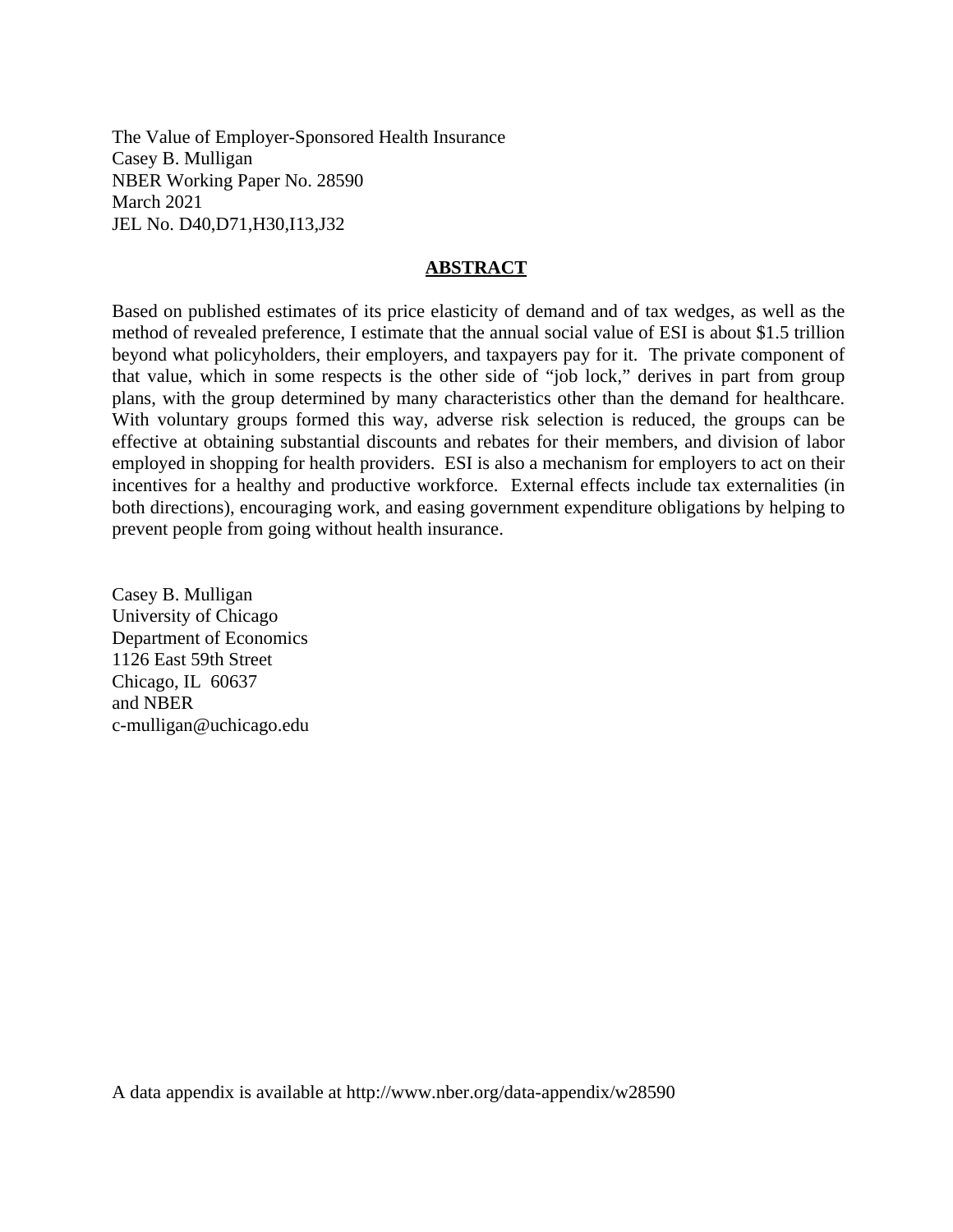The Value of Employer-Sponsored Health Insurance
Casey B. Mulligan
NBER Working Paper No. 28590
March 2021
JEL No. D40,D71,H30,I13,J32

## ABSTRACT

Based on published estimates of its price elasticity of demand and of tax wedges, as well as the method of revealed preference, I estimate that the annual social value of ESI is about $1.5 trillion beyond what policyholders, their employers, and taxpayers pay for it. The private component of that value, which in some respects is the other side of "job lock," derives in part from group plans, with the group determined by many characteristics other than the demand for healthcare. With voluntary groups formed this way, adverse risk selection is reduced, the groups can be effective at obtaining substantial discounts and rebates for their members, and division of labor employed in shopping for health providers. ESI is also a mechanism for employers to act on their incentives for a healthy and productive workforce. External effects include tax externalities (in both directions), encouraging work, and easing government expenditure obligations by helping to prevent people from going without health insurance.

Casey B. Mulligan
University of Chicago
Department of Economics
1126 East 59th Street
Chicago, IL 60637
and NBER
c-mulligan@uchicago.edu

A data appendix is available at http://www.nber.org/data-appendix/w28590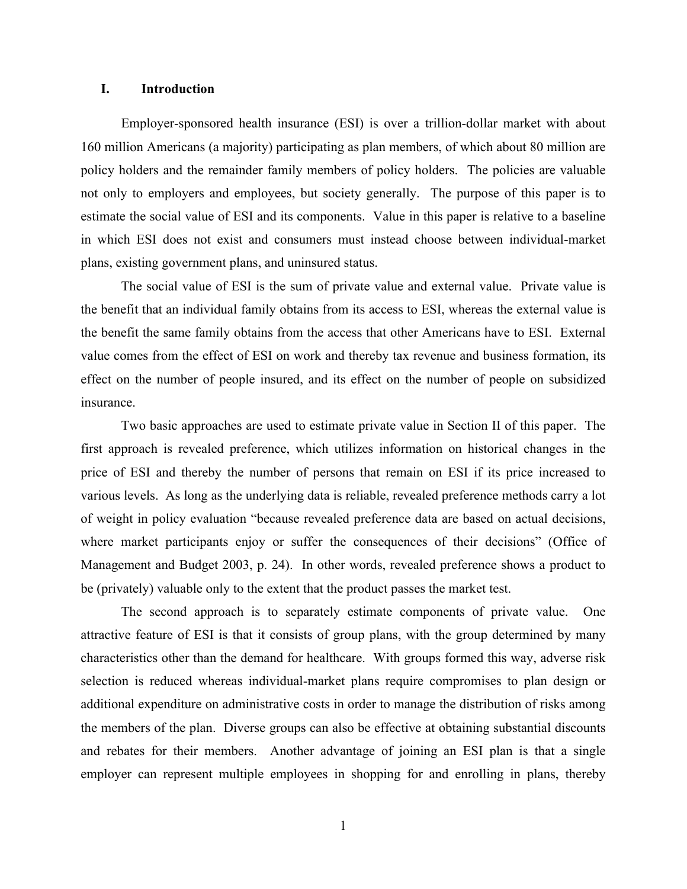# I. Introduction

Employer-sponsored health insurance (ESI) is over a trillion-dollar market with about 160 million Americans (a majority) participating as plan members, of which about 80 million are policy holders and the remainder family members of policy holders. The policies are valuable not only to employers and employees, but society generally. The purpose of this paper is to estimate the social value of ESI and its components. Value in this paper is relative to a baseline in which ESI does not exist and consumers must instead choose between individual-market plans, existing government plans, and uninsured status.

The social value of ESI is the sum of private value and external value. Private value is the benefit that an individual family obtains from its access to ESI, whereas the external value is the benefit the same family obtains from the access that other Americans have to ESI. External value comes from the effect of ESI on work and thereby tax revenue and business formation, its effect on the number of people insured, and its effect on the number of people on subsidized insurance.

Two basic approaches are used to estimate private value in Section II of this paper. The first approach is revealed preference, which utilizes information on historical changes in the price of ESI and thereby the number of persons that remain on ESI if its price increased to various levels. As long as the underlying data is reliable, revealed preference methods carry a lot of weight in policy evaluation "because revealed preference data are based on actual decisions, where market participants enjoy or suffer the consequences of their decisions" (Office of Management and Budget 2003, p. 24). In other words, revealed preference shows a product to be (privately) valuable only to the extent that the product passes the market test.

The second approach is to separately estimate components of private value. One attractive feature of ESI is that it consists of group plans, with the group determined by many characteristics other than the demand for healthcare. With groups formed this way, adverse risk selection is reduced whereas individual-market plans require compromises to plan design or additional expenditure on administrative costs in order to manage the distribution of risks among the members of the plan. Diverse groups can also be effective at obtaining substantial discounts and rebates for their members. Another advantage of joining an ESI plan is that a single employer can represent multiple employees in shopping for and enrolling in plans, thereby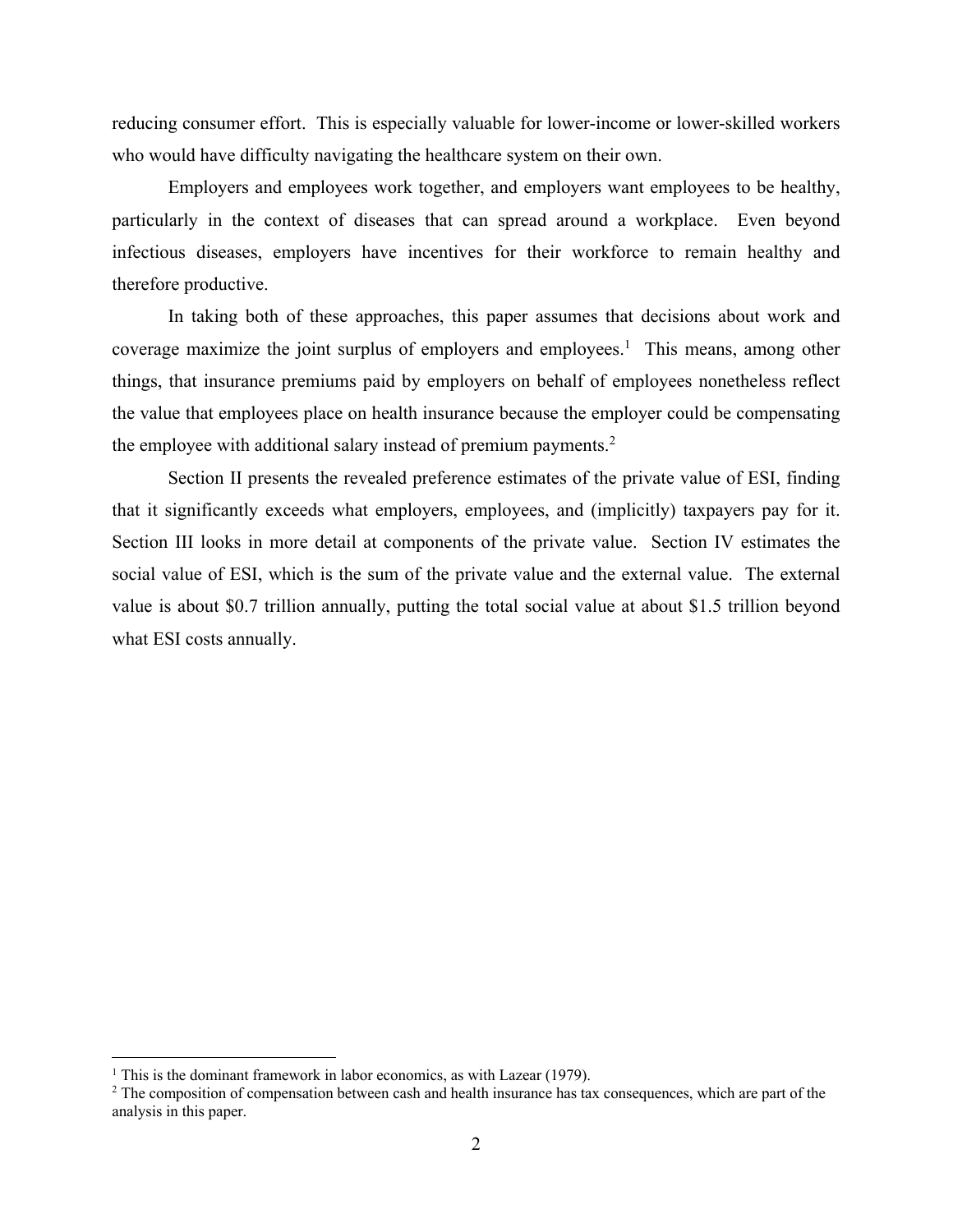reducing consumer effort. This is especially valuable for lower-income or lower-skilled workers who would have difficulty navigating the healthcare system on their own.

Employers and employees work together, and employers want employees to be healthy, particularly in the context of diseases that can spread around a workplace. Even beyond infectious diseases, employers have incentives for their workforce to remain healthy and therefore productive.

In taking both of these approaches, this paper assumes that decisions about work and coverage maximize the joint surplus of employers and employees.[1] This means, among other things, that insurance premiums paid by employers on behalf of employees nonetheless reflect the value that employees place on health insurance because the employer could be compensating the employee with additional salary instead of premium payments.[2]

Section II presents the revealed preference estimates of the private value of ESI, finding that it significantly exceeds what employers, employees, and (implicitly) taxpayers pay for it. Section III looks in more detail at components of the private value. Section IV estimates the social value of ESI, which is the sum of the private value and the external value. The external value is about $0.7 trillion annually, putting the total social value at about $1.5 trillion beyond what ESI costs annually.

---

[1] This is the dominant framework in labor economics, as with Lazear (1979).

[2] The composition of compensation between cash and health insurance has tax consequences, which are part of the analysis in this paper.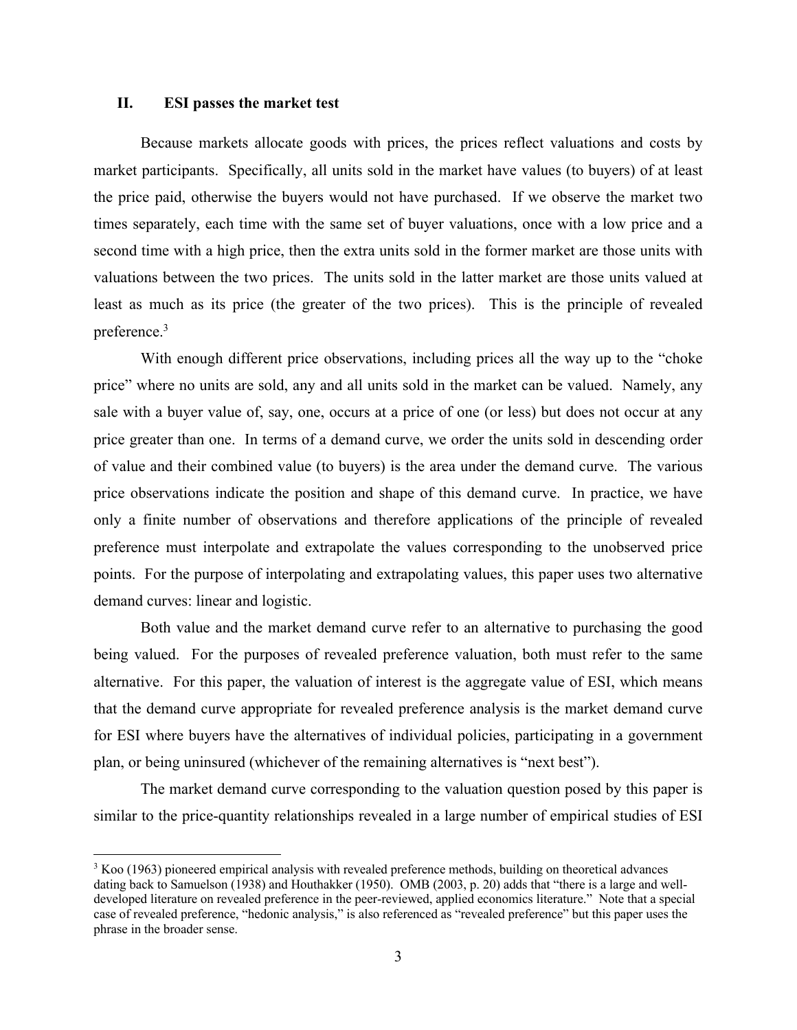## II. ESI passes the market test

Because markets allocate goods with prices, the prices reflect valuations and costs by market participants. Specifically, all units sold in the market have values (to buyers) of at least the price paid, otherwise the buyers would not have purchased. If we observe the market two times separately, each time with the same set of buyer valuations, once with a low price and a second time with a high price, then the extra units sold in the former market are those units with valuations between the two prices. The units sold in the latter market are those units valued at least as much as its price (the greater of the two prices). This is the principle of revealed preference.[3]

With enough different price observations, including prices all the way up to the "choke price" where no units are sold, any and all units sold in the market can be valued. Namely, any sale with a buyer value of, say, one, occurs at a price of one (or less) but does not occur at any price greater than one. In terms of a demand curve, we order the units sold in descending order of value and their combined value (to buyers) is the area under the demand curve. The various price observations indicate the position and shape of this demand curve. In practice, we have only a finite number of observations and therefore applications of the principle of revealed preference must interpolate and extrapolate the values corresponding to the unobserved price points. For the purpose of interpolating and extrapolating values, this paper uses two alternative demand curves: linear and logistic.

Both value and the market demand curve refer to an alternative to purchasing the good being valued. For the purposes of revealed preference valuation, both must refer to the same alternative. For this paper, the valuation of interest is the aggregate value of ESI, which means that the demand curve appropriate for revealed preference analysis is the market demand curve for ESI where buyers have the alternatives of individual policies, participating in a government plan, or being uninsured (whichever of the remaining alternatives is "next best").

The market demand curve corresponding to the valuation question posed by this paper is similar to the price-quantity relationships revealed in a large number of empirical studies of ESI

---

[3] Koo (1963) pioneered empirical analysis with revealed preference methods, building on theoretical advances dating back to Samuelson (1938) and Houthakker (1950). OMB (2003, p. 20) adds that "there is a large and well-developed literature on revealed preference in the peer-reviewed, applied economics literature." Note that a special case of revealed preference, "hedonic analysis," is also referenced as "revealed preference" but this paper uses the phrase in the broader sense.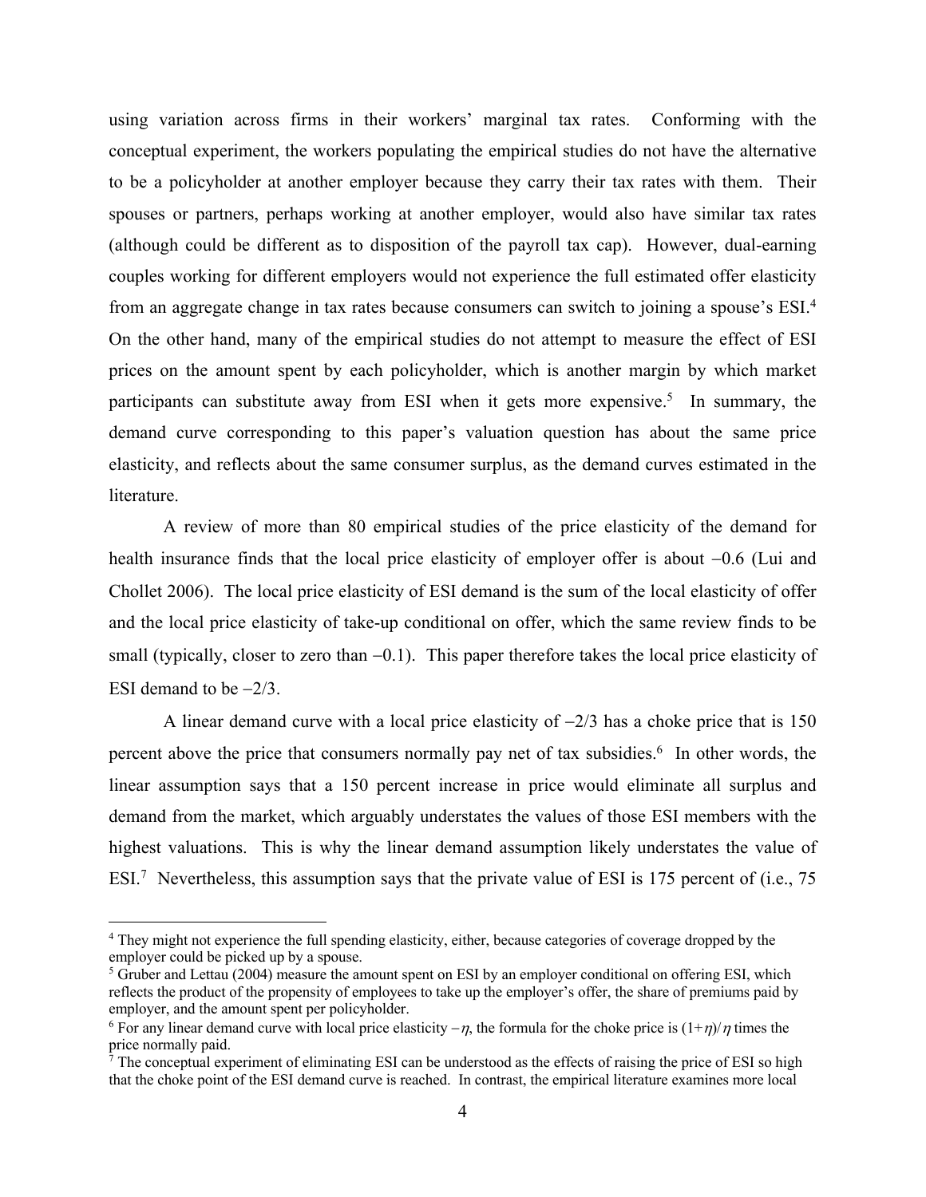using variation across firms in their workers' marginal tax rates. Conforming with the conceptual experiment, the workers populating the empirical studies do not have the alternative to be a policyholder at another employer because they carry their tax rates with them. Their spouses or partners, perhaps working at another employer, would also have similar tax rates (although could be different as to disposition of the payroll tax cap). However, dual-earning couples working for different employers would not experience the full estimated offer elasticity from an aggregate change in tax rates because consumers can switch to joining a spouse's ESI.[4] On the other hand, many of the empirical studies do not attempt to measure the effect of ESI prices on the amount spent by each policyholder, which is another margin by which market participants can substitute away from ESI when it gets more expensive.[5] In summary, the demand curve corresponding to this paper's valuation question has about the same price elasticity, and reflects about the same consumer surplus, as the demand curves estimated in the literature.

A review of more than 80 empirical studies of the price elasticity of the demand for health insurance finds that the local price elasticity of employer offer is about −0.6 (Lui and Chollet 2006). The local price elasticity of ESI demand is the sum of the local elasticity of offer and the local price elasticity of take-up conditional on offer, which the same review finds to be small (typically, closer to zero than −0.1). This paper therefore takes the local price elasticity of ESI demand to be −2/3.

A linear demand curve with a local price elasticity of −2/3 has a choke price that is 150 percent above the price that consumers normally pay net of tax subsidies.[6] In other words, the linear assumption says that a 150 percent increase in price would eliminate all surplus and demand from the market, which arguably understates the values of those ESI members with the highest valuations. This is why the linear demand assumption likely understates the value of ESI.[7] Nevertheless, this assumption says that the private value of ESI is 175 percent of (i.e., 75

---

[4] They might not experience the full spending elasticity, either, because categories of coverage dropped by the employer could be picked up by a spouse.

[5] Gruber and Lettau (2004) measure the amount spent on ESI by an employer conditional on offering ESI, which reflects the product of the propensity of employees to take up the employer's offer, the share of premiums paid by employer, and the amount spent per policyholder.

[6] For any linear demand curve with local price elasticity $-\eta$, the formula for the choke price is $(1+\eta)/\eta$ times the price normally paid.

[7] The conceptual experiment of eliminating ESI can be understood as the effects of raising the price of ESI so high that the choke point of the ESI demand curve is reached. In contrast, the empirical literature examines more local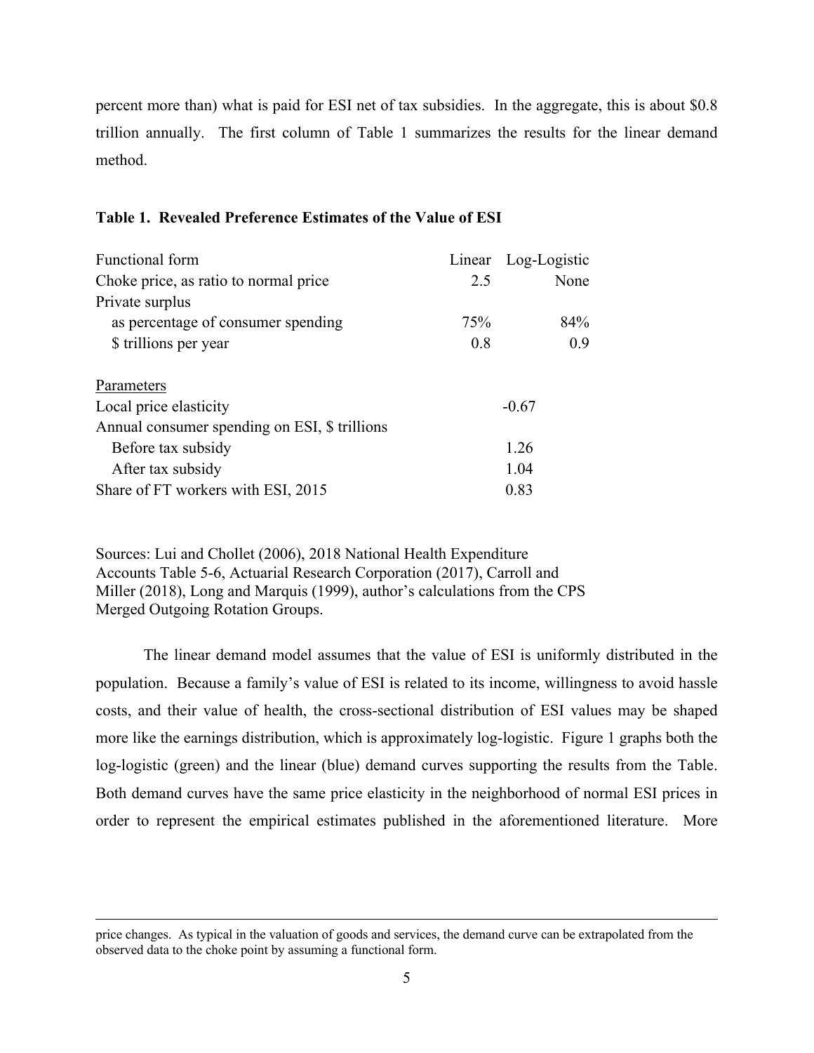percent more than) what is paid for ESI net of tax subsidies. In the aggregate, this is about $0.8 trillion annually. The first column of Table 1 summarizes the results for the linear demand method.

**Table 1. Revealed Preference Estimates of the Value of ESI**

| Functional form | Linear | Log-Logistic |
|---|---|---|
| Choke price, as ratio to normal price | 2.5 | None |
| Private surplus | | |
| as percentage of consumer spending | 75% | 84% |
| $ trillions per year | 0.8 | 0.9 |
| | | |
| Parameters | | |
| Local price elasticity | -0.67 | |
| Annual consumer spending on ESI, $ trillions | | |
| Before tax subsidy | 1.26 | |
| After tax subsidy | 1.04 | |
| Share of FT workers with ESI, 2015 | 0.83 | |

Sources: Lui and Chollet (2006), 2018 National Health Expenditure Accounts Table 5-6, Actuarial Research Corporation (2017), Carroll and Miller (2018), Long and Marquis (1999), author's calculations from the CPS Merged Outgoing Rotation Groups.

The linear demand model assumes that the value of ESI is uniformly distributed in the population. Because a family's value of ESI is related to its income, willingness to avoid hassle costs, and their value of health, the cross-sectional distribution of ESI values may be shaped more like the earnings distribution, which is approximately log-logistic. Figure 1 graphs both the log-logistic (green) and the linear (blue) demand curves supporting the results from the Table. Both demand curves have the same price elasticity in the neighborhood of normal ESI prices in order to represent the empirical estimates published in the aforementioned literature. More

---

price changes. As typical in the valuation of goods and services, the demand curve can be extrapolated from the observed data to the choke point by assuming a functional form.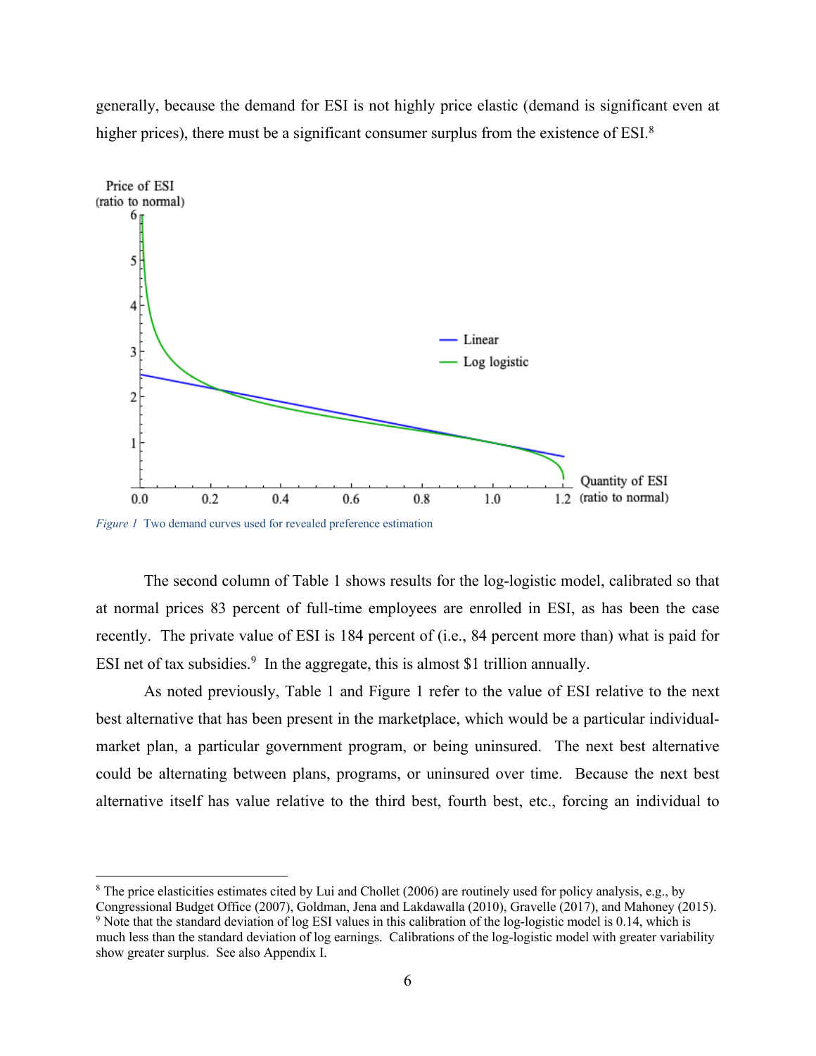generally, because the demand for ESI is not highly price elastic (demand is significant even at higher prices), there must be a significant consumer surplus from the existence of ESI.[8]

*Figure 1* Two demand curves used for revealed preference estimation

The second column of Table 1 shows results for the log-logistic model, calibrated so that at normal prices 83 percent of full-time employees are enrolled in ESI, as has been the case recently. The private value of ESI is 184 percent of (i.e., 84 percent more than) what is paid for ESI net of tax subsidies.[9] In the aggregate, this is almost $1 trillion annually.

As noted previously, Table 1 and Figure 1 refer to the value of ESI relative to the next best alternative that has been present in the marketplace, which would be a particular individual-market plan, a particular government program, or being uninsured. The next best alternative could be alternating between plans, programs, or uninsured over time. Because the next best alternative itself has value relative to the third best, fourth best, etc., forcing an individual to

[8] The price elasticities estimates cited by Lui and Chollet (2006) are routinely used for policy analysis, e.g., by Congressional Budget Office (2007), Goldman, Jena and Lakdawalla (2010), Gravelle (2017), and Mahoney (2015).

[9] Note that the standard deviation of log ESI values in this calibration of the log-logistic model is 0.14, which is much less than the standard deviation of log earnings. Calibrations of the log-logistic model with greater variability show greater surplus. See also Appendix I.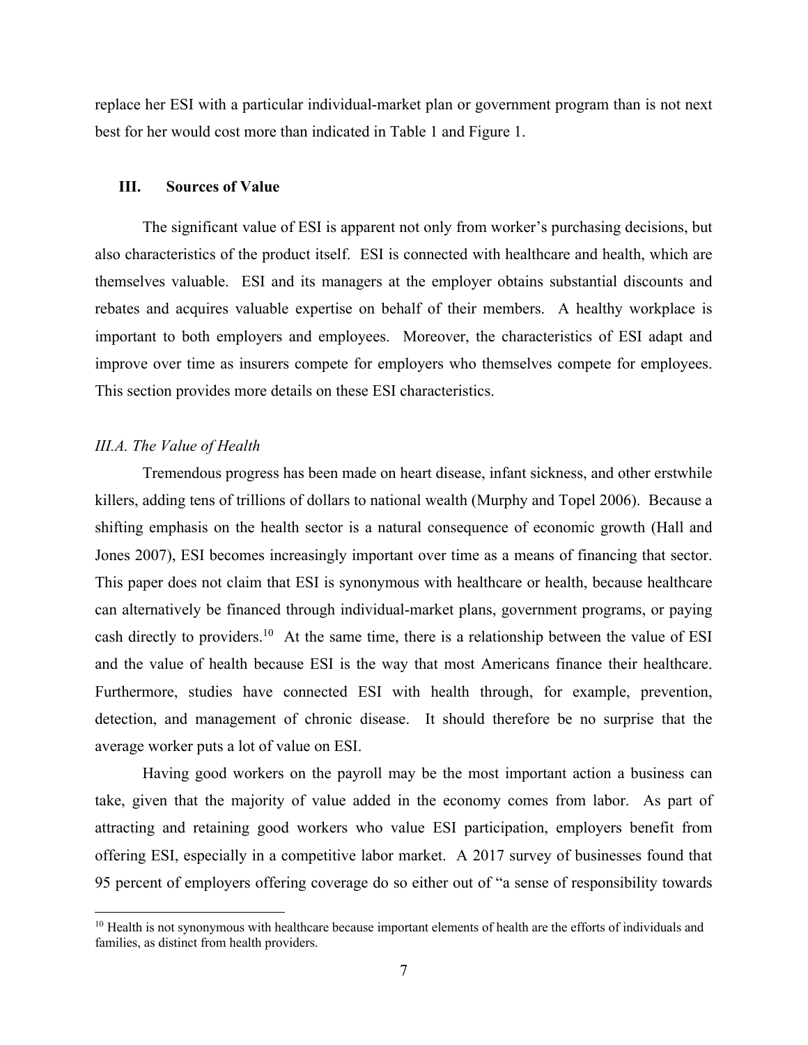replace her ESI with a particular individual-market plan or government program than is not next best for her would cost more than indicated in Table 1 and Figure 1.

## III. Sources of Value

The significant value of ESI is apparent not only from worker's purchasing decisions, but also characteristics of the product itself. ESI is connected with healthcare and health, which are themselves valuable. ESI and its managers at the employer obtains substantial discounts and rebates and acquires valuable expertise on behalf of their members. A healthy workplace is important to both employers and employees. Moreover, the characteristics of ESI adapt and improve over time as insurers compete for employers who themselves compete for employees. This section provides more details on these ESI characteristics.

### *III.A. The Value of Health*

Tremendous progress has been made on heart disease, infant sickness, and other erstwhile killers, adding tens of trillions of dollars to national wealth (Murphy and Topel 2006). Because a shifting emphasis on the health sector is a natural consequence of economic growth (Hall and Jones 2007), ESI becomes increasingly important over time as a means of financing that sector. This paper does not claim that ESI is synonymous with healthcare or health, because healthcare can alternatively be financed through individual-market plans, government programs, or paying cash directly to providers.[10] At the same time, there is a relationship between the value of ESI and the value of health because ESI is the way that most Americans finance their healthcare. Furthermore, studies have connected ESI with health through, for example, prevention, detection, and management of chronic disease. It should therefore be no surprise that the average worker puts a lot of value on ESI.

Having good workers on the payroll may be the most important action a business can take, given that the majority of value added in the economy comes from labor. As part of attracting and retaining good workers who value ESI participation, employers benefit from offering ESI, especially in a competitive labor market. A 2017 survey of businesses found that 95 percent of employers offering coverage do so either out of "a sense of responsibility towards

[10] Health is not synonymous with healthcare because important elements of health are the efforts of individuals and families, as distinct from health providers.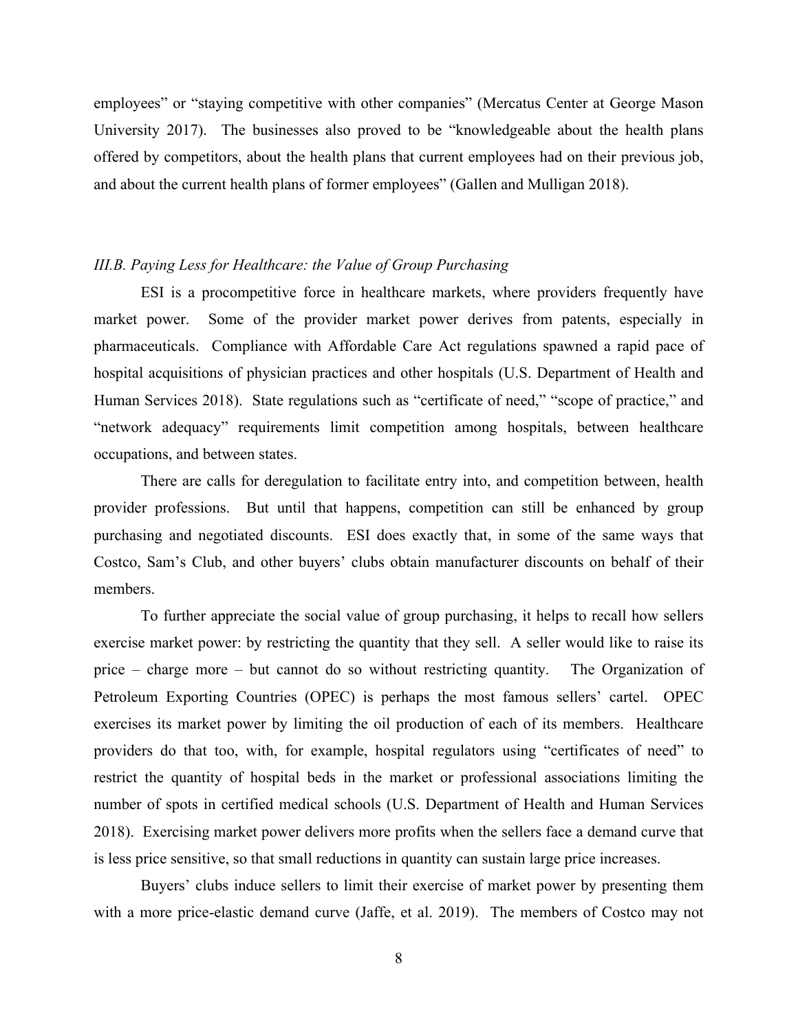employees" or "staying competitive with other companies" (Mercatus Center at George Mason University 2017). The businesses also proved to be "knowledgeable about the health plans offered by competitors, about the health plans that current employees had on their previous job, and about the current health plans of former employees" (Gallen and Mulligan 2018).

### *III.B. Paying Less for Healthcare: the Value of Group Purchasing*

ESI is a procompetitive force in healthcare markets, where providers frequently have market power. Some of the provider market power derives from patents, especially in pharmaceuticals. Compliance with Affordable Care Act regulations spawned a rapid pace of hospital acquisitions of physician practices and other hospitals (U.S. Department of Health and Human Services 2018). State regulations such as "certificate of need," "scope of practice," and "network adequacy" requirements limit competition among hospitals, between healthcare occupations, and between states.

There are calls for deregulation to facilitate entry into, and competition between, health provider professions. But until that happens, competition can still be enhanced by group purchasing and negotiated discounts. ESI does exactly that, in some of the same ways that Costco, Sam's Club, and other buyers' clubs obtain manufacturer discounts on behalf of their members.

To further appreciate the social value of group purchasing, it helps to recall how sellers exercise market power: by restricting the quantity that they sell. A seller would like to raise its price – charge more – but cannot do so without restricting quantity. The Organization of Petroleum Exporting Countries (OPEC) is perhaps the most famous sellers' cartel. OPEC exercises its market power by limiting the oil production of each of its members. Healthcare providers do that too, with, for example, hospital regulators using "certificates of need" to restrict the quantity of hospital beds in the market or professional associations limiting the number of spots in certified medical schools (U.S. Department of Health and Human Services 2018). Exercising market power delivers more profits when the sellers face a demand curve that is less price sensitive, so that small reductions in quantity can sustain large price increases.

Buyers' clubs induce sellers to limit their exercise of market power by presenting them with a more price-elastic demand curve (Jaffe, et al. 2019). The members of Costco may not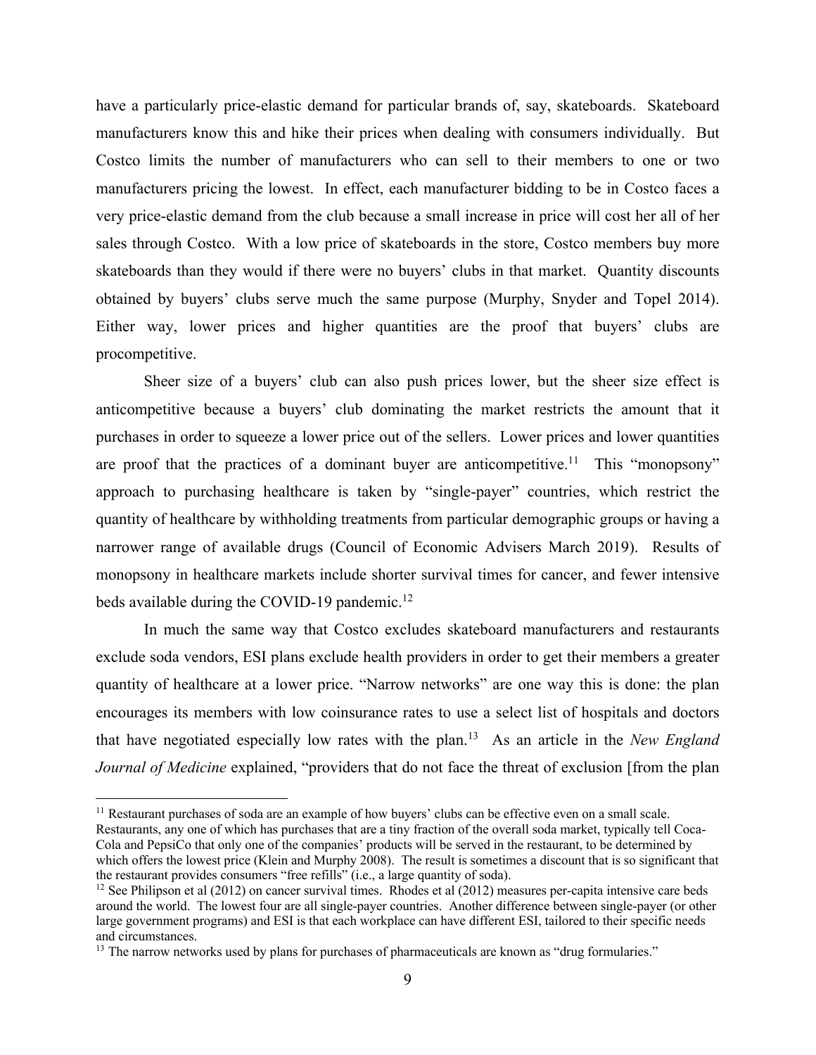have a particularly price-elastic demand for particular brands of, say, skateboards. Skateboard manufacturers know this and hike their prices when dealing with consumers individually. But Costco limits the number of manufacturers who can sell to their members to one or two manufacturers pricing the lowest. In effect, each manufacturer bidding to be in Costco faces a very price-elastic demand from the club because a small increase in price will cost her all of her sales through Costco. With a low price of skateboards in the store, Costco members buy more skateboards than they would if there were no buyers' clubs in that market. Quantity discounts obtained by buyers' clubs serve much the same purpose (Murphy, Snyder and Topel 2014). Either way, lower prices and higher quantities are the proof that buyers' clubs are procompetitive.

Sheer size of a buyers' club can also push prices lower, but the sheer size effect is anticompetitive because a buyers' club dominating the market restricts the amount that it purchases in order to squeeze a lower price out of the sellers. Lower prices and lower quantities are proof that the practices of a dominant buyer are anticompetitive.[11] This "monopsony" approach to purchasing healthcare is taken by "single-payer" countries, which restrict the quantity of healthcare by withholding treatments from particular demographic groups or having a narrower range of available drugs (Council of Economic Advisers March 2019). Results of monopsony in healthcare markets include shorter survival times for cancer, and fewer intensive beds available during the COVID-19 pandemic.[12]

In much the same way that Costco excludes skateboard manufacturers and restaurants exclude soda vendors, ESI plans exclude health providers in order to get their members a greater quantity of healthcare at a lower price. "Narrow networks" are one way this is done: the plan encourages its members with low coinsurance rates to use a select list of hospitals and doctors that have negotiated especially low rates with the plan.[13] As an article in the *New England Journal of Medicine* explained, "providers that do not face the threat of exclusion [from the plan

---

[11] Restaurant purchases of soda are an example of how buyers' clubs can be effective even on a small scale. Restaurants, any one of which has purchases that are a tiny fraction of the overall soda market, typically tell Coca-Cola and PepsiCo that only one of the companies' products will be served in the restaurant, to be determined by which offers the lowest price (Klein and Murphy 2008). The result is sometimes a discount that is so significant that the restaurant provides consumers "free refills" (i.e., a large quantity of soda).

[12] See Philipson et al (2012) on cancer survival times. Rhodes et al (2012) measures per-capita intensive care beds around the world. The lowest four are all single-payer countries. Another difference between single-payer (or other large government programs) and ESI is that each workplace can have different ESI, tailored to their specific needs and circumstances.

[13] The narrow networks used by plans for purchases of pharmaceuticals are known as "drug formularies."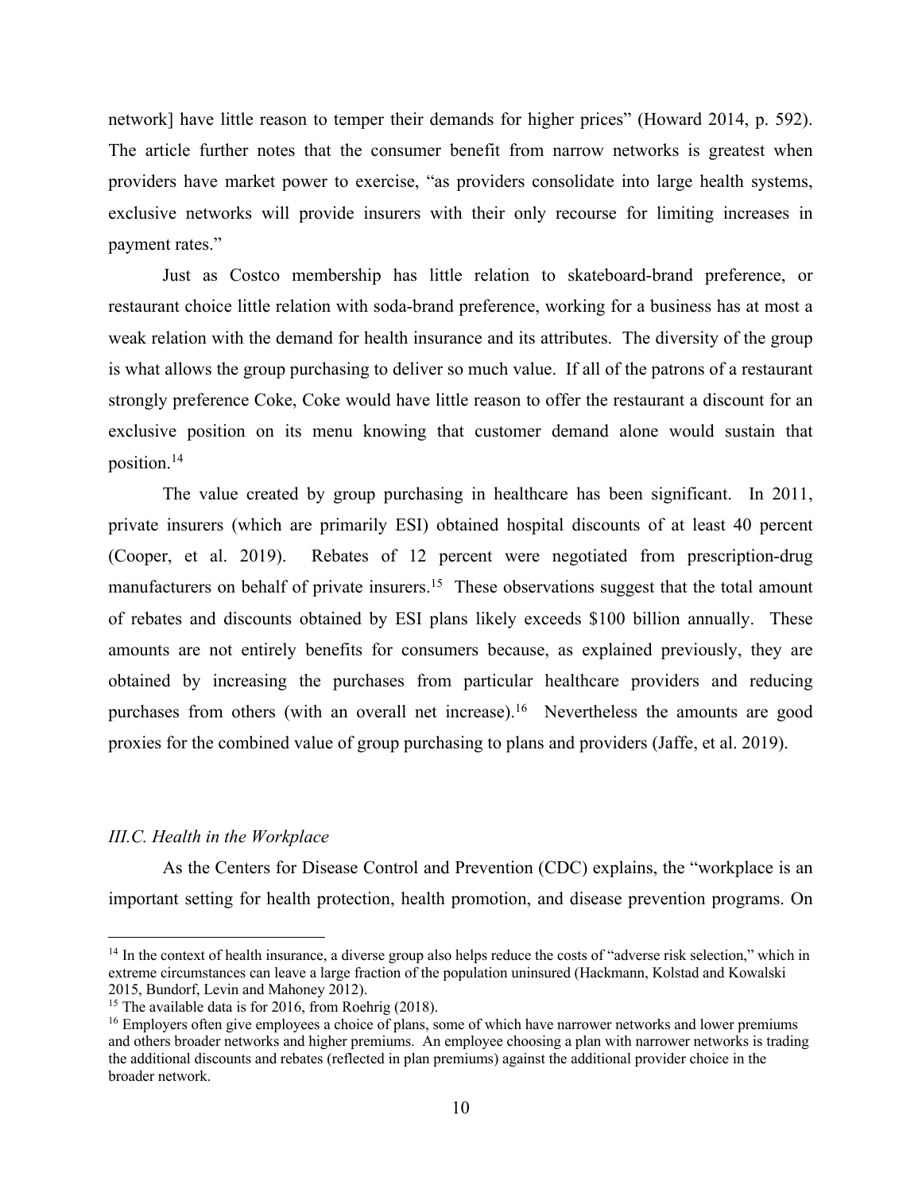network] have little reason to temper their demands for higher prices" (Howard 2014, p. 592). The article further notes that the consumer benefit from narrow networks is greatest when providers have market power to exercise, "as providers consolidate into large health systems, exclusive networks will provide insurers with their only recourse for limiting increases in payment rates."

Just as Costco membership has little relation to skateboard-brand preference, or restaurant choice little relation with soda-brand preference, working for a business has at most a weak relation with the demand for health insurance and its attributes. The diversity of the group is what allows the group purchasing to deliver so much value. If all of the patrons of a restaurant strongly preference Coke, Coke would have little reason to offer the restaurant a discount for an exclusive position on its menu knowing that customer demand alone would sustain that position.[14]

The value created by group purchasing in healthcare has been significant. In 2011, private insurers (which are primarily ESI) obtained hospital discounts of at least 40 percent (Cooper, et al. 2019). Rebates of 12 percent were negotiated from prescription-drug manufacturers on behalf of private insurers.[15] These observations suggest that the total amount of rebates and discounts obtained by ESI plans likely exceeds $100 billion annually. These amounts are not entirely benefits for consumers because, as explained previously, they are obtained by increasing the purchases from particular healthcare providers and reducing purchases from others (with an overall net increase).[16] Nevertheless the amounts are good proxies for the combined value of group purchasing to plans and providers (Jaffe, et al. 2019).

### *III.C. Health in the Workplace*

As the Centers for Disease Control and Prevention (CDC) explains, the "workplace is an important setting for health protection, health promotion, and disease prevention programs. On

---

[14] In the context of health insurance, a diverse group also helps reduce the costs of "adverse risk selection," which in extreme circumstances can leave a large fraction of the population uninsured (Hackmann, Kolstad and Kowalski 2015, Bundorf, Levin and Mahoney 2012).

[15] The available data is for 2016, from Roehrig (2018).

[16] Employers often give employees a choice of plans, some of which have narrower networks and lower premiums and others broader networks and higher premiums. An employee choosing a plan with narrower networks is trading the additional discounts and rebates (reflected in plan premiums) against the additional provider choice in the broader network.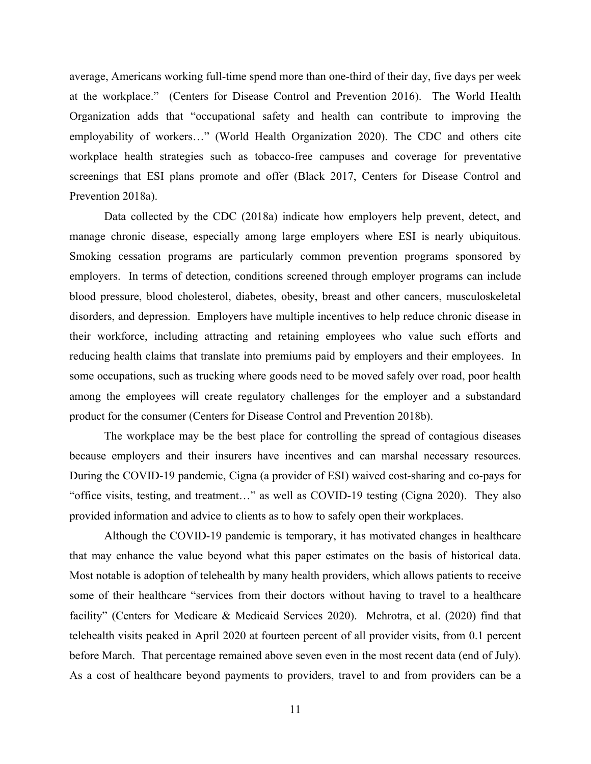average, Americans working full-time spend more than one-third of their day, five days per week at the workplace." (Centers for Disease Control and Prevention 2016). The World Health Organization adds that "occupational safety and health can contribute to improving the employability of workers…" (World Health Organization 2020). The CDC and others cite workplace health strategies such as tobacco-free campuses and coverage for preventative screenings that ESI plans promote and offer (Black 2017, Centers for Disease Control and Prevention 2018a).

Data collected by the CDC (2018a) indicate how employers help prevent, detect, and manage chronic disease, especially among large employers where ESI is nearly ubiquitous. Smoking cessation programs are particularly common prevention programs sponsored by employers. In terms of detection, conditions screened through employer programs can include blood pressure, blood cholesterol, diabetes, obesity, breast and other cancers, musculoskeletal disorders, and depression. Employers have multiple incentives to help reduce chronic disease in their workforce, including attracting and retaining employees who value such efforts and reducing health claims that translate into premiums paid by employers and their employees. In some occupations, such as trucking where goods need to be moved safely over road, poor health among the employees will create regulatory challenges for the employer and a substandard product for the consumer (Centers for Disease Control and Prevention 2018b).

The workplace may be the best place for controlling the spread of contagious diseases because employers and their insurers have incentives and can marshal necessary resources. During the COVID-19 pandemic, Cigna (a provider of ESI) waived cost-sharing and co-pays for "office visits, testing, and treatment…" as well as COVID-19 testing (Cigna 2020). They also provided information and advice to clients as to how to safely open their workplaces.

Although the COVID-19 pandemic is temporary, it has motivated changes in healthcare that may enhance the value beyond what this paper estimates on the basis of historical data. Most notable is adoption of telehealth by many health providers, which allows patients to receive some of their healthcare "services from their doctors without having to travel to a healthcare facility" (Centers for Medicare & Medicaid Services 2020). Mehrotra, et al. (2020) find that telehealth visits peaked in April 2020 at fourteen percent of all provider visits, from 0.1 percent before March. That percentage remained above seven even in the most recent data (end of July). As a cost of healthcare beyond payments to providers, travel to and from providers can be a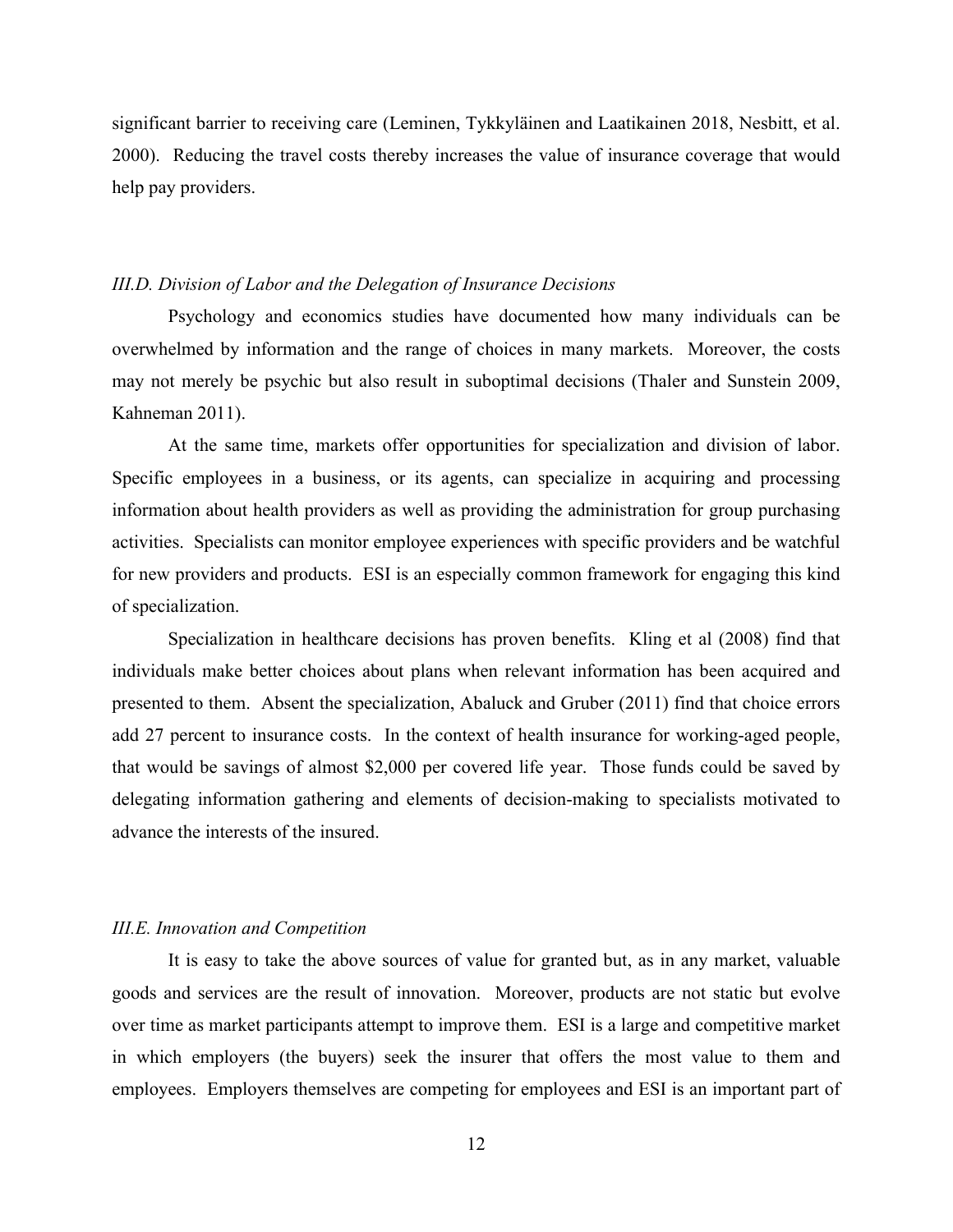significant barrier to receiving care (Leminen, Tykkyläinen and Laatikainen 2018, Nesbitt, et al. 2000). Reducing the travel costs thereby increases the value of insurance coverage that would help pay providers.

### *III.D. Division of Labor and the Delegation of Insurance Decisions*

Psychology and economics studies have documented how many individuals can be overwhelmed by information and the range of choices in many markets. Moreover, the costs may not merely be psychic but also result in suboptimal decisions (Thaler and Sunstein 2009, Kahneman 2011).

At the same time, markets offer opportunities for specialization and division of labor. Specific employees in a business, or its agents, can specialize in acquiring and processing information about health providers as well as providing the administration for group purchasing activities. Specialists can monitor employee experiences with specific providers and be watchful for new providers and products. ESI is an especially common framework for engaging this kind of specialization.

Specialization in healthcare decisions has proven benefits. Kling et al (2008) find that individuals make better choices about plans when relevant information has been acquired and presented to them. Absent the specialization, Abaluck and Gruber (2011) find that choice errors add 27 percent to insurance costs. In the context of health insurance for working-aged people, that would be savings of almost $2,000 per covered life year. Those funds could be saved by delegating information gathering and elements of decision-making to specialists motivated to advance the interests of the insured.

### *III.E. Innovation and Competition*

It is easy to take the above sources of value for granted but, as in any market, valuable goods and services are the result of innovation. Moreover, products are not static but evolve over time as market participants attempt to improve them. ESI is a large and competitive market in which employers (the buyers) seek the insurer that offers the most value to them and employees. Employers themselves are competing for employees and ESI is an important part of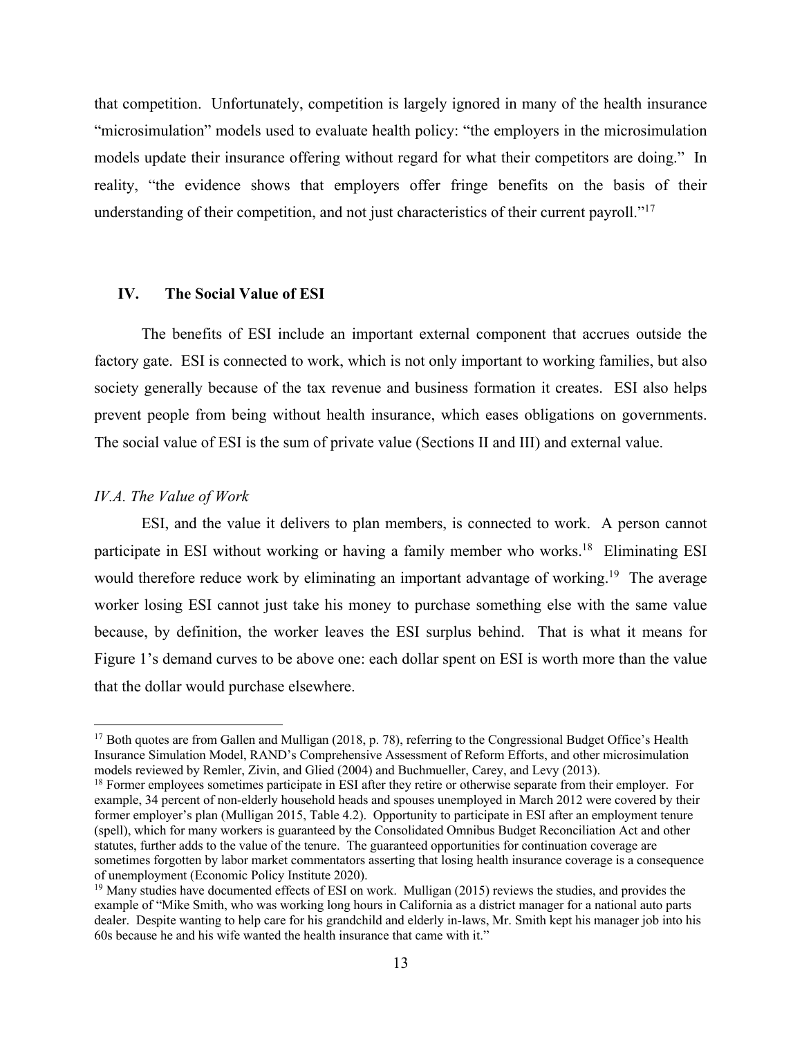that competition. Unfortunately, competition is largely ignored in many of the health insurance "microsimulation" models used to evaluate health policy: "the employers in the microsimulation models update their insurance offering without regard for what their competitors are doing." In reality, "the evidence shows that employers offer fringe benefits on the basis of their understanding of their competition, and not just characteristics of their current payroll."[17]

## IV. The Social Value of ESI

The benefits of ESI include an important external component that accrues outside the factory gate. ESI is connected to work, which is not only important to working families, but also society generally because of the tax revenue and business formation it creates. ESI also helps prevent people from being without health insurance, which eases obligations on governments. The social value of ESI is the sum of private value (Sections II and III) and external value.

### *IV.A. The Value of Work*

ESI, and the value it delivers to plan members, is connected to work. A person cannot participate in ESI without working or having a family member who works.[18] Eliminating ESI would therefore reduce work by eliminating an important advantage of working.[19] The average worker losing ESI cannot just take his money to purchase something else with the same value because, by definition, the worker leaves the ESI surplus behind. That is what it means for Figure 1's demand curves to be above one: each dollar spent on ESI is worth more than the value that the dollar would purchase elsewhere.

---

[17] Both quotes are from Gallen and Mulligan (2018, p. 78), referring to the Congressional Budget Office's Health Insurance Simulation Model, RAND's Comprehensive Assessment of Reform Efforts, and other microsimulation models reviewed by Remler, Zivin, and Glied (2004) and Buchmueller, Carey, and Levy (2013).

[18] Former employees sometimes participate in ESI after they retire or otherwise separate from their employer. For example, 34 percent of non-elderly household heads and spouses unemployed in March 2012 were covered by their former employer's plan (Mulligan 2015, Table 4.2). Opportunity to participate in ESI after an employment tenure (spell), which for many workers is guaranteed by the Consolidated Omnibus Budget Reconciliation Act and other statutes, further adds to the value of the tenure. The guaranteed opportunities for continuation coverage are sometimes forgotten by labor market commentators asserting that losing health insurance coverage is a consequence of unemployment (Economic Policy Institute 2020).

[19] Many studies have documented effects of ESI on work. Mulligan (2015) reviews the studies, and provides the example of "Mike Smith, who was working long hours in California as a district manager for a national auto parts dealer. Despite wanting to help care for his grandchild and elderly in-laws, Mr. Smith kept his manager job into his 60s because he and his wife wanted the health insurance that came with it."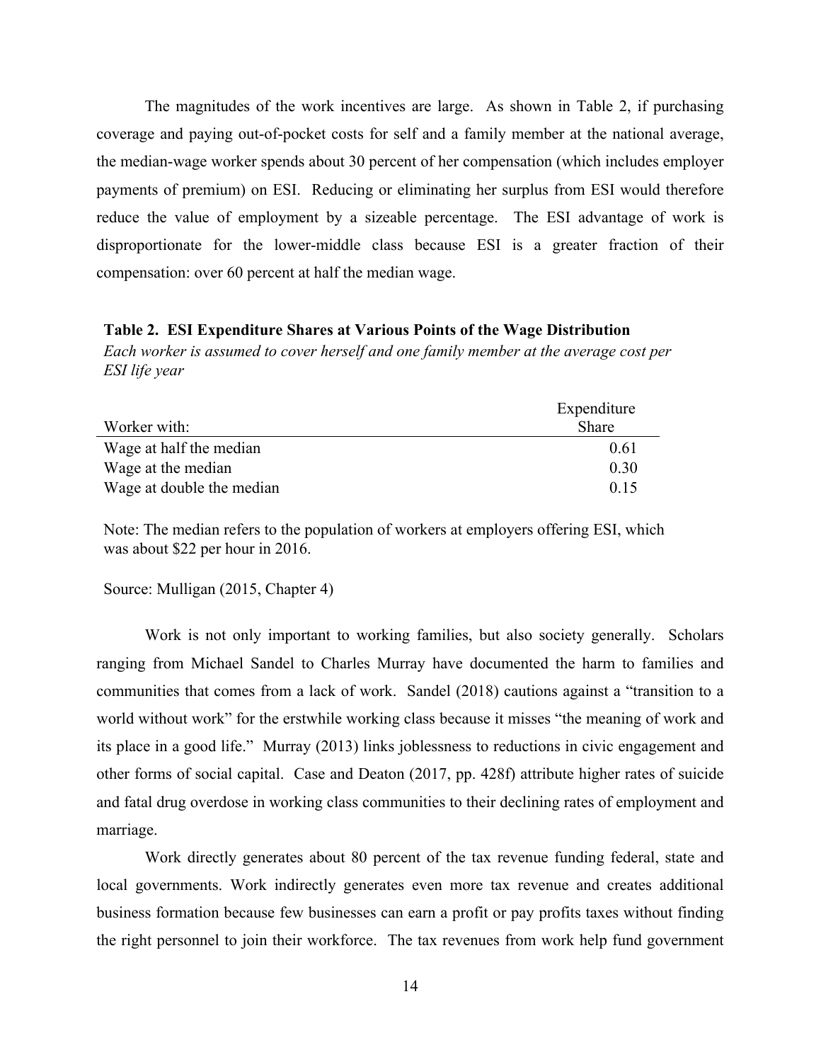The magnitudes of the work incentives are large. As shown in Table 2, if purchasing coverage and paying out-of-pocket costs for self and a family member at the national average, the median-wage worker spends about 30 percent of her compensation (which includes employer payments of premium) on ESI. Reducing or eliminating her surplus from ESI would therefore reduce the value of employment by a sizeable percentage. The ESI advantage of work is disproportionate for the lower-middle class because ESI is a greater fraction of their compensation: over 60 percent at half the median wage.

**Table 2. ESI Expenditure Shares at Various Points of the Wage Distribution**

*Each worker is assumed to cover herself and one family member at the average cost per ESI life year*

| Worker with: | Expenditure Share |
|---|---|
| Wage at half the median | 0.61 |
| Wage at the median | 0.30 |
| Wage at double the median | 0.15 |

Note: The median refers to the population of workers at employers offering ESI, which was about $22 per hour in 2016.

Source: Mulligan (2015, Chapter 4)

Work is not only important to working families, but also society generally. Scholars ranging from Michael Sandel to Charles Murray have documented the harm to families and communities that comes from a lack of work. Sandel (2018) cautions against a "transition to a world without work" for the erstwhile working class because it misses "the meaning of work and its place in a good life." Murray (2013) links joblessness to reductions in civic engagement and other forms of social capital. Case and Deaton (2017, pp. 428f) attribute higher rates of suicide and fatal drug overdose in working class communities to their declining rates of employment and marriage.

Work directly generates about 80 percent of the tax revenue funding federal, state and local governments. Work indirectly generates even more tax revenue and creates additional business formation because few businesses can earn a profit or pay profits taxes without finding the right personnel to join their workforce. The tax revenues from work help fund government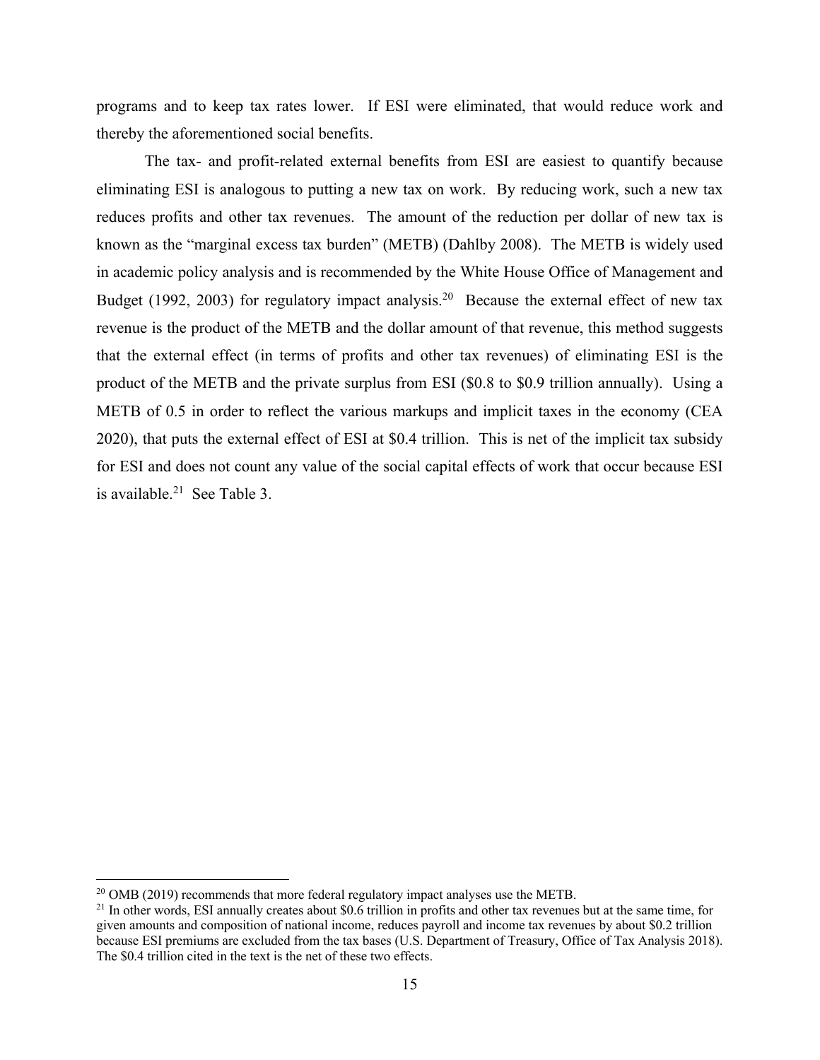programs and to keep tax rates lower. If ESI were eliminated, that would reduce work and thereby the aforementioned social benefits.

The tax- and profit-related external benefits from ESI are easiest to quantify because eliminating ESI is analogous to putting a new tax on work. By reducing work, such a new tax reduces profits and other tax revenues. The amount of the reduction per dollar of new tax is known as the "marginal excess tax burden" (METB) (Dahlby 2008). The METB is widely used in academic policy analysis and is recommended by the White House Office of Management and Budget (1992, 2003) for regulatory impact analysis.[20] Because the external effect of new tax revenue is the product of the METB and the dollar amount of that revenue, this method suggests that the external effect (in terms of profits and other tax revenues) of eliminating ESI is the product of the METB and the private surplus from ESI ($0.8 to $0.9 trillion annually). Using a METB of 0.5 in order to reflect the various markups and implicit taxes in the economy (CEA 2020), that puts the external effect of ESI at $0.4 trillion. This is net of the implicit tax subsidy for ESI and does not count any value of the social capital effects of work that occur because ESI is available.[21] See Table 3.

---

[20] OMB (2019) recommends that more federal regulatory impact analyses use the METB.

[21] In other words, ESI annually creates about $0.6 trillion in profits and other tax revenues but at the same time, for given amounts and composition of national income, reduces payroll and income tax revenues by about $0.2 trillion because ESI premiums are excluded from the tax bases (U.S. Department of Treasury, Office of Tax Analysis 2018). The $0.4 trillion cited in the text is the net of these two effects.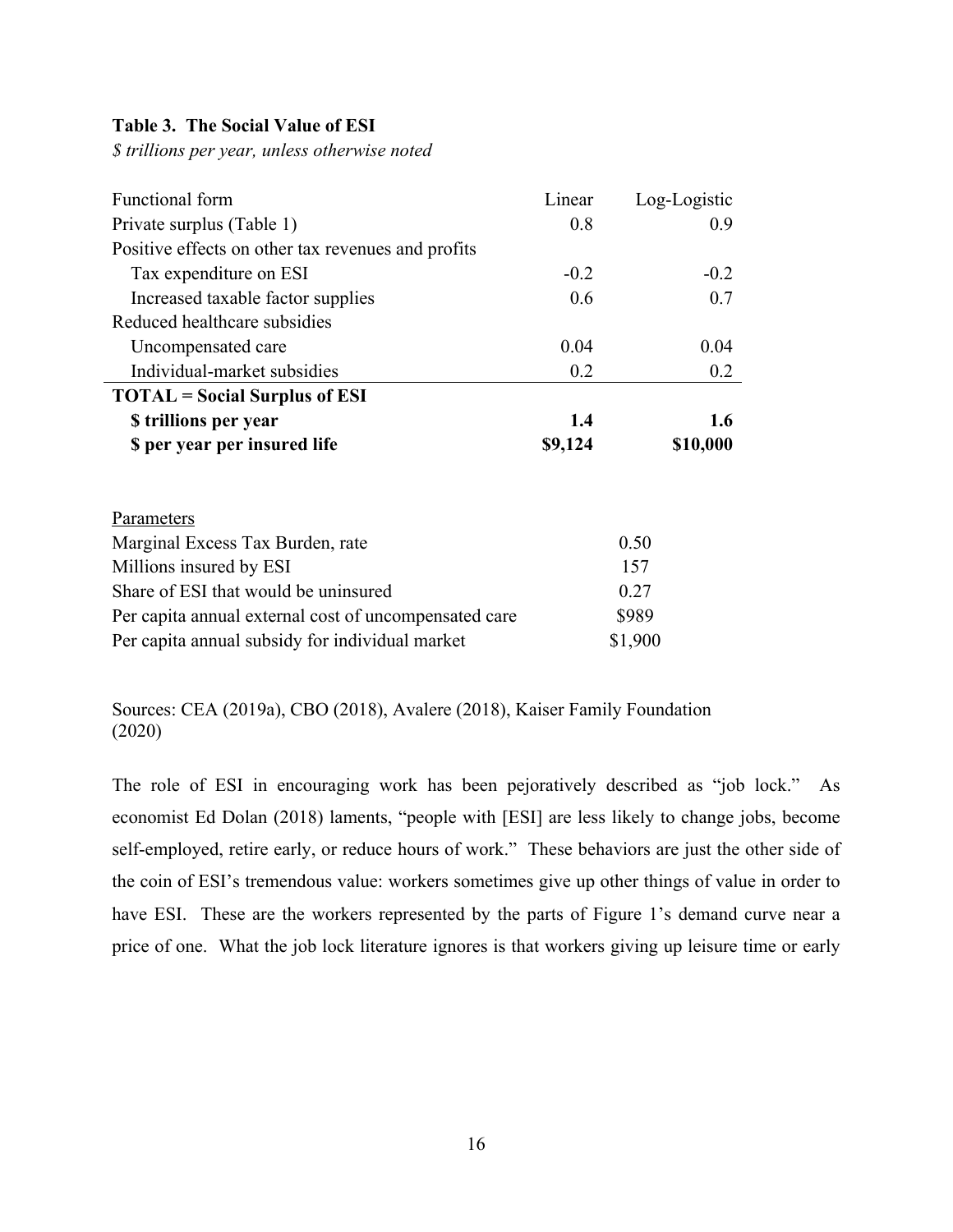**Table 3. The Social Value of ESI**

*$ trillions per year, unless otherwise noted*

| Functional form | Linear | Log-Logistic |
|---|---|---|
| Private surplus (Table 1) | 0.8 | 0.9 |
| Positive effects on other tax revenues and profits | | |
| Tax expenditure on ESI | -0.2 | -0.2 |
| Increased taxable factor supplies | 0.6 | 0.7 |
| Reduced healthcare subsidies | | |
| Uncompensated care | 0.04 | 0.04 |
| Individual-market subsidies | 0.2 | 0.2 |
| **TOTAL = Social Surplus of ESI** | | |
| **$ trillions per year** | **1.4** | **1.6** |
| **$ per year per insured life** | **$9,124** | **$10,000** |

| Parameters | |
|---|---|
| Marginal Excess Tax Burden, rate | 0.50 |
| Millions insured by ESI | 157 |
| Share of ESI that would be uninsured | 0.27 |
| Per capita annual external cost of uncompensated care | $989 |
| Per capita annual subsidy for individual market | $1,900 |

Sources: CEA (2019a), CBO (2018), Avalere (2018), Kaiser Family Foundation (2020)

The role of ESI in encouraging work has been pejoratively described as "job lock." As economist Ed Dolan (2018) laments, "people with [ESI] are less likely to change jobs, become self-employed, retire early, or reduce hours of work." These behaviors are just the other side of the coin of ESI's tremendous value: workers sometimes give up other things of value in order to have ESI. These are the workers represented by the parts of Figure 1's demand curve near a price of one. What the job lock literature ignores is that workers giving up leisure time or early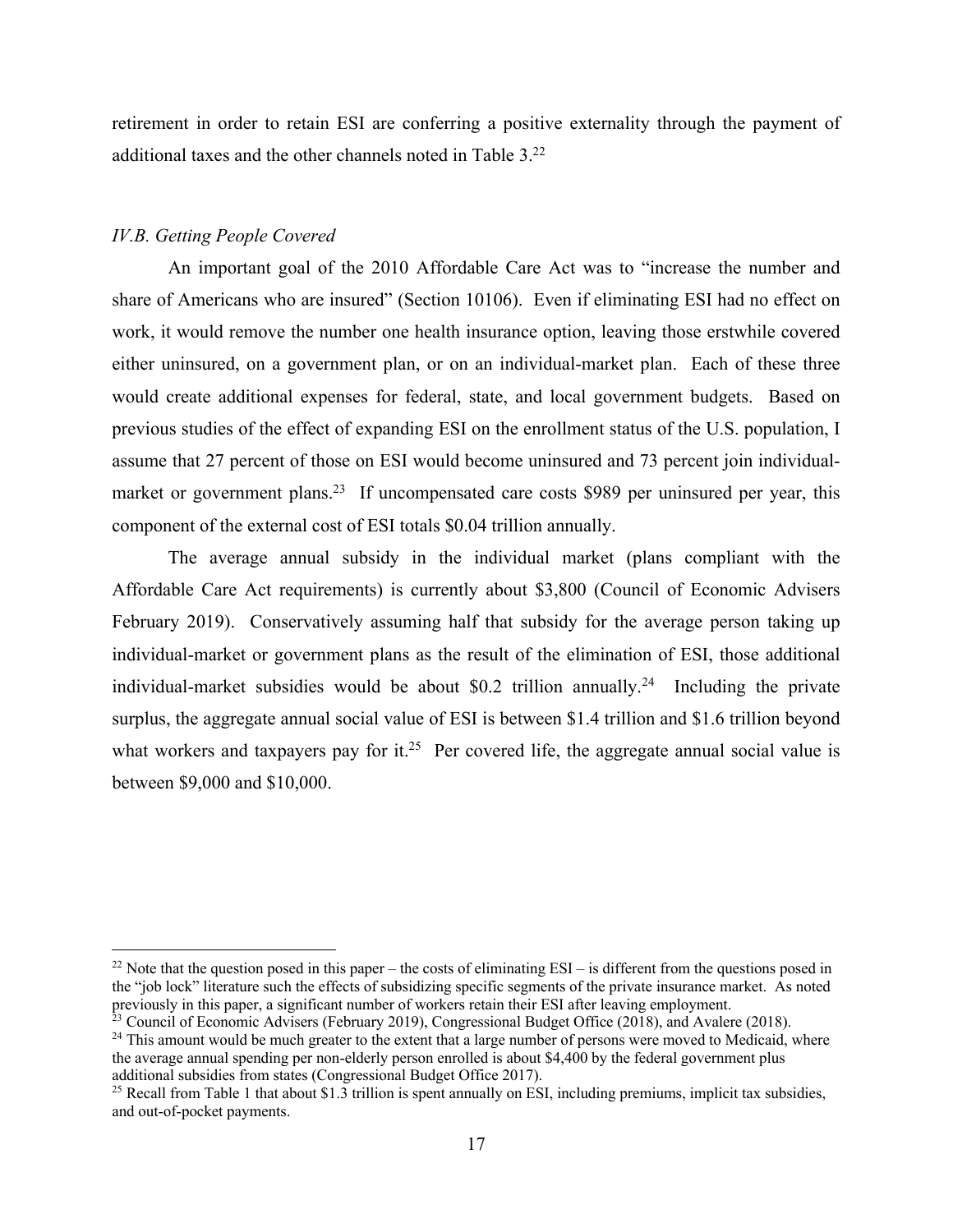retirement in order to retain ESI are conferring a positive externality through the payment of additional taxes and the other channels noted in Table 3.[22]

*IV.B. Getting People Covered*

An important goal of the 2010 Affordable Care Act was to "increase the number and share of Americans who are insured" (Section 10106). Even if eliminating ESI had no effect on work, it would remove the number one health insurance option, leaving those erstwhile covered either uninsured, on a government plan, or on an individual-market plan. Each of these three would create additional expenses for federal, state, and local government budgets. Based on previous studies of the effect of expanding ESI on the enrollment status of the U.S. population, I assume that 27 percent of those on ESI would become uninsured and 73 percent join individual-market or government plans.[23] If uncompensated care costs $989 per uninsured per year, this component of the external cost of ESI totals $0.04 trillion annually.

The average annual subsidy in the individual market (plans compliant with the Affordable Care Act requirements) is currently about $3,800 (Council of Economic Advisers February 2019). Conservatively assuming half that subsidy for the average person taking up individual-market or government plans as the result of the elimination of ESI, those additional individual-market subsidies would be about $0.2 trillion annually.[24] Including the private surplus, the aggregate annual social value of ESI is between $1.4 trillion and $1.6 trillion beyond what workers and taxpayers pay for it.[25] Per covered life, the aggregate annual social value is between $9,000 and $10,000.

---

[22] Note that the question posed in this paper – the costs of eliminating ESI – is different from the questions posed in the "job lock" literature such the effects of subsidizing specific segments of the private insurance market. As noted previously in this paper, a significant number of workers retain their ESI after leaving employment.

[23] Council of Economic Advisers (February 2019), Congressional Budget Office (2018), and Avalere (2018).

[24] This amount would be much greater to the extent that a large number of persons were moved to Medicaid, where the average annual spending per non-elderly person enrolled is about $4,400 by the federal government plus additional subsidies from states (Congressional Budget Office 2017).

[25] Recall from Table 1 that about $1.3 trillion is spent annually on ESI, including premiums, implicit tax subsidies, and out-of-pocket payments.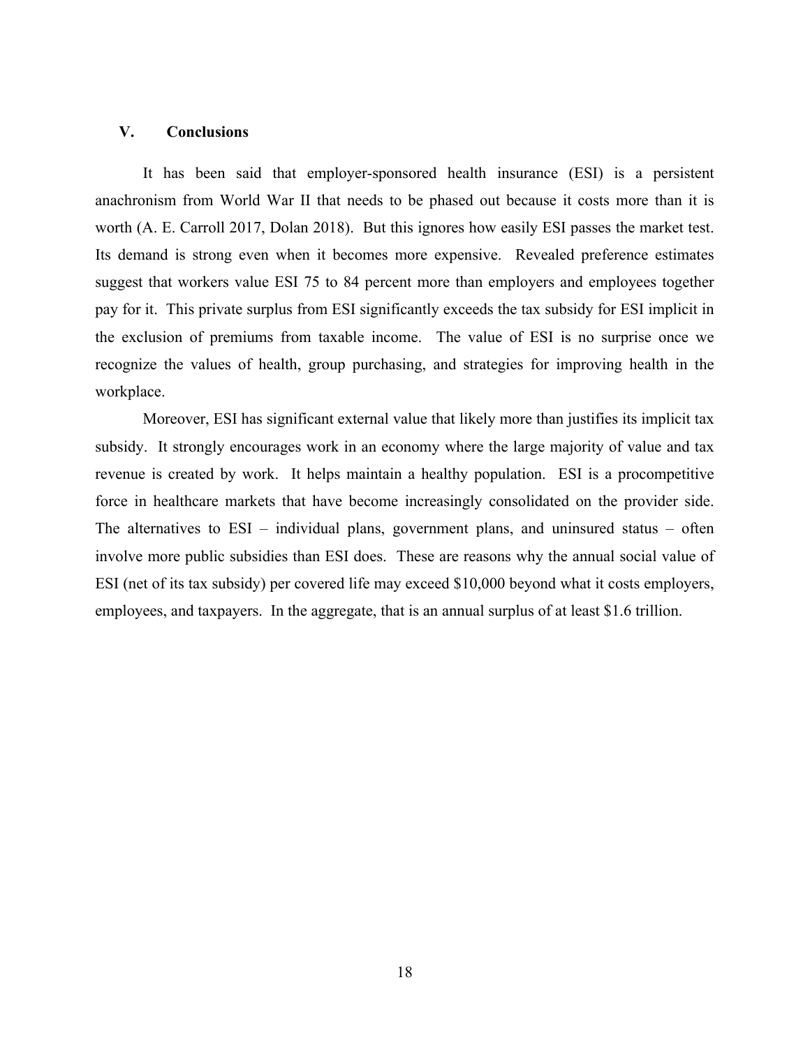## V. Conclusions

It has been said that employer-sponsored health insurance (ESI) is a persistent anachronism from World War II that needs to be phased out because it costs more than it is worth (A. E. Carroll 2017, Dolan 2018). But this ignores how easily ESI passes the market test. Its demand is strong even when it becomes more expensive. Revealed preference estimates suggest that workers value ESI 75 to 84 percent more than employers and employees together pay for it. This private surplus from ESI significantly exceeds the tax subsidy for ESI implicit in the exclusion of premiums from taxable income. The value of ESI is no surprise once we recognize the values of health, group purchasing, and strategies for improving health in the workplace.

Moreover, ESI has significant external value that likely more than justifies its implicit tax subsidy. It strongly encourages work in an economy where the large majority of value and tax revenue is created by work. It helps maintain a healthy population. ESI is a procompetitive force in healthcare markets that have become increasingly consolidated on the provider side. The alternatives to ESI – individual plans, government plans, and uninsured status – often involve more public subsidies than ESI does. These are reasons why the annual social value of ESI (net of its tax subsidy) per covered life may exceed $10,000 beyond what it costs employers, employees, and taxpayers. In the aggregate, that is an annual surplus of at least $1.6 trillion.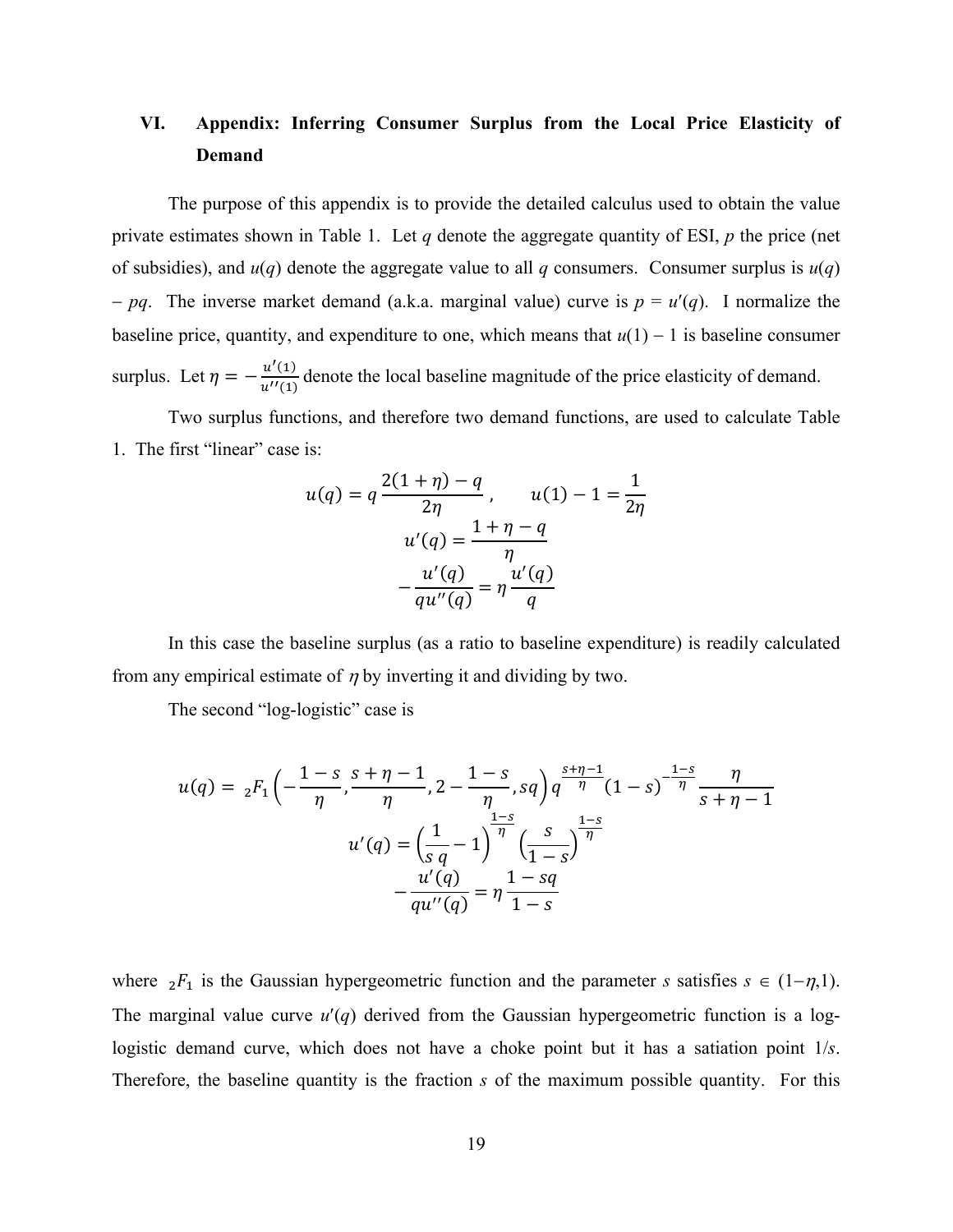## VI. Appendix: Inferring Consumer Surplus from the Local Price Elasticity of Demand

The purpose of this appendix is to provide the detailed calculus used to obtain the value private estimates shown in Table 1. Let $q$ denote the aggregate quantity of ESI, $p$ the price (net of subsidies), and $u(q)$ denote the aggregate value to all $q$ consumers. Consumer surplus is $u(q) - pq$. The inverse market demand (a.k.a. marginal value) curve is $p = u'(q)$. I normalize the baseline price, quantity, and expenditure to one, which means that $u(1) - 1$ is baseline consumer surplus. Let $\eta = -\frac{u'(1)}{u''(1)}$ denote the local baseline magnitude of the price elasticity of demand.

Two surplus functions, and therefore two demand functions, are used to calculate Table 1. The first "linear" case is:

$$u(q) = q\,\frac{2(1+\eta) - q}{2\eta}\,, \qquad u(1) - 1 = \frac{1}{2\eta}$$

$$u'(q) = \frac{1 + \eta - q}{\eta}$$

$$-\frac{u'(q)}{qu''(q)} = \eta\,\frac{u'(q)}{q}$$

In this case the baseline surplus (as a ratio to baseline expenditure) is readily calculated from any empirical estimate of $\eta$ by inverting it and dividing by two.

The second "log-logistic" case is

$$u(q) = {}_2F_1\left(-\frac{1-s}{\eta}, \frac{s+\eta-1}{\eta}, 2 - \frac{1-s}{\eta}, sq\right) q^{\frac{s+\eta-1}{\eta}} (1-s)^{-\frac{1-s}{\eta}} \frac{\eta}{s+\eta-1}$$

$$u'(q) = \left(\frac{1}{s\,q} - 1\right)^{\frac{1-s}{\eta}} \left(\frac{s}{1-s}\right)^{\frac{1-s}{\eta}}$$

$$-\frac{u'(q)}{qu''(q)} = \eta\,\frac{1 - sq}{1 - s}$$

where ${}_2F_1$ is the Gaussian hypergeometric function and the parameter $s$ satisfies $s \in (1-\eta, 1)$. The marginal value curve $u'(q)$ derived from the Gaussian hypergeometric function is a log-logistic demand curve, which does not have a choke point but it has a satiation point $1/s$. Therefore, the baseline quantity is the fraction $s$ of the maximum possible quantity. For this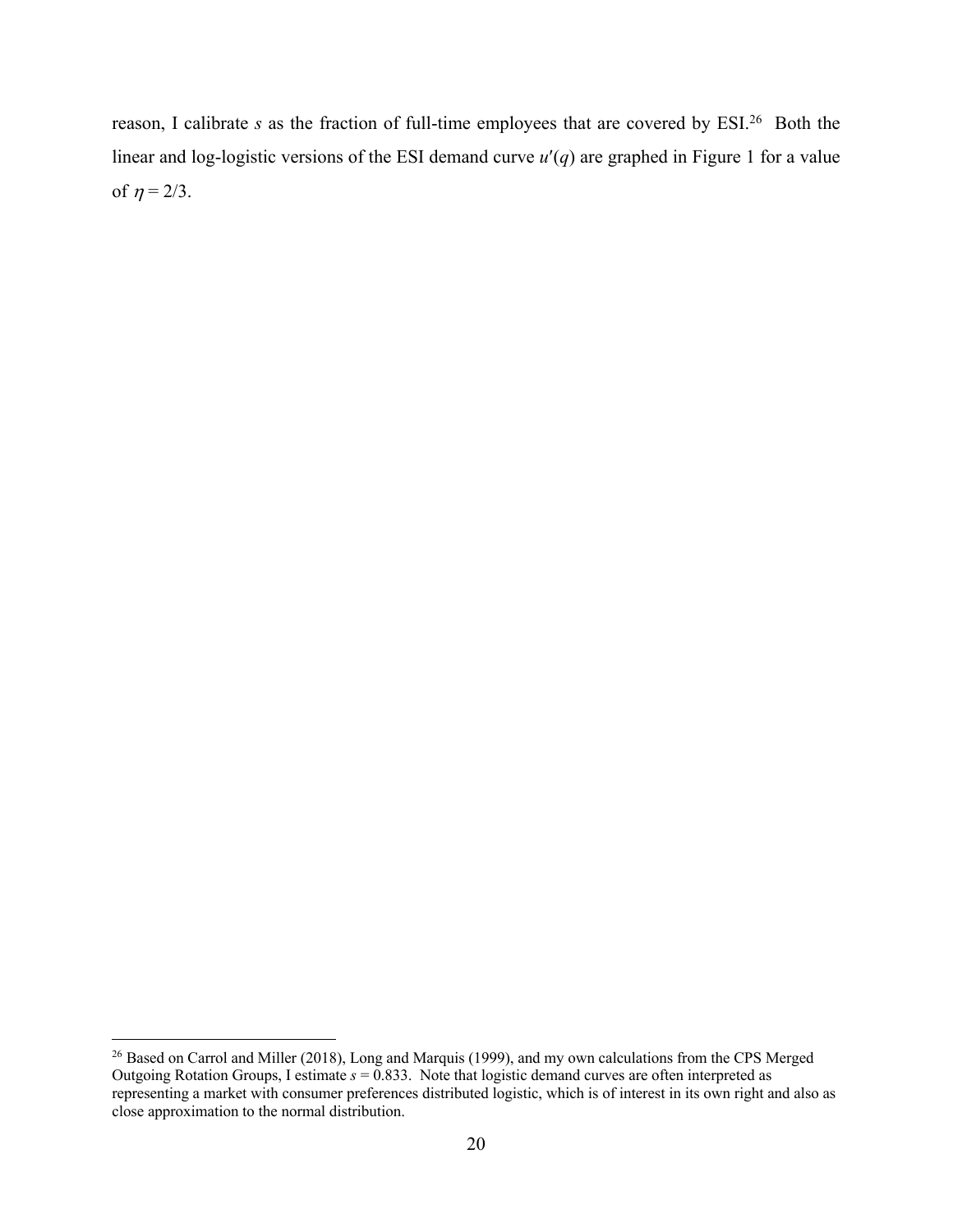reason, I calibrate $s$ as the fraction of full-time employees that are covered by ESI.[26] Both the linear and log-logistic versions of the ESI demand curve $u'(q)$ are graphed in Figure 1 for a value of $\eta = 2/3$.

[26] Based on Carrol and Miller (2018), Long and Marquis (1999), and my own calculations from the CPS Merged Outgoing Rotation Groups, I estimate $s = 0.833$. Note that logistic demand curves are often interpreted as representing a market with consumer preferences distributed logistic, which is of interest in its own right and also as close approximation to the normal distribution.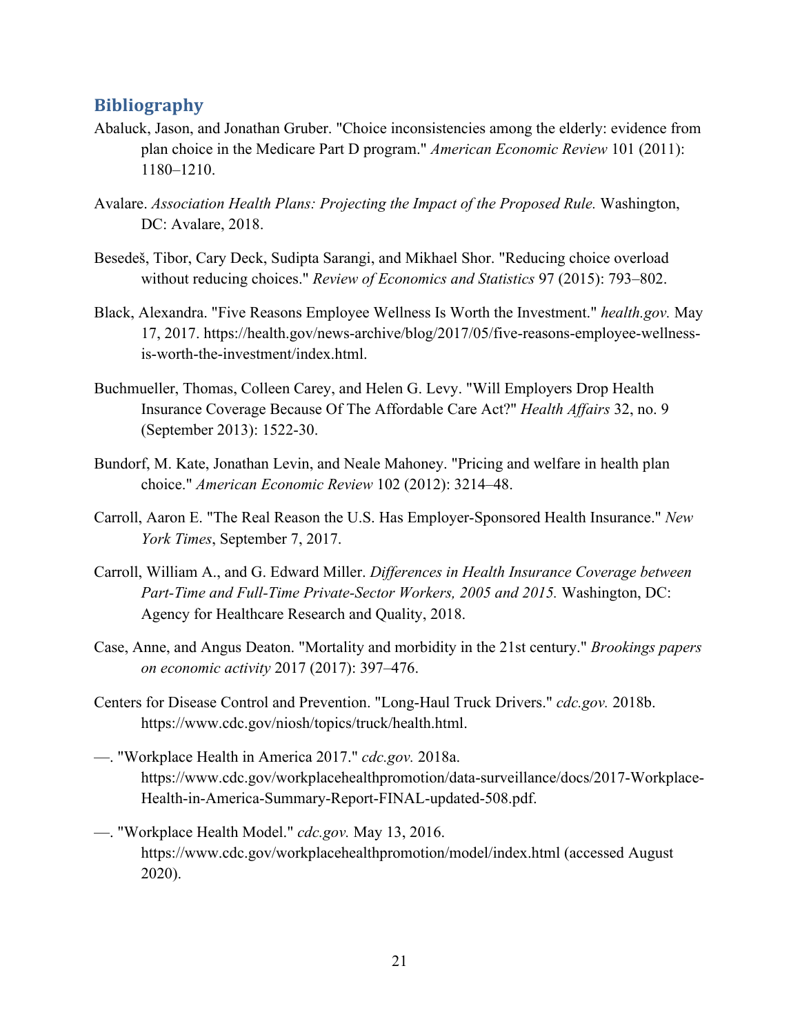## Bibliography

Abaluck, Jason, and Jonathan Gruber. "Choice inconsistencies among the elderly: evidence from plan choice in the Medicare Part D program." *American Economic Review* 101 (2011): 1180–1210.

Avalare. *Association Health Plans: Projecting the Impact of the Proposed Rule.* Washington, DC: Avalare, 2018.

Besedeš, Tibor, Cary Deck, Sudipta Sarangi, and Mikhael Shor. "Reducing choice overload without reducing choices." *Review of Economics and Statistics* 97 (2015): 793–802.

Black, Alexandra. "Five Reasons Employee Wellness Is Worth the Investment." *health.gov.* May 17, 2017. https://health.gov/news-archive/blog/2017/05/five-reasons-employee-wellness-is-worth-the-investment/index.html.

Buchmueller, Thomas, Colleen Carey, and Helen G. Levy. "Will Employers Drop Health Insurance Coverage Because Of The Affordable Care Act?" *Health Affairs* 32, no. 9 (September 2013): 1522-30.

Bundorf, M. Kate, Jonathan Levin, and Neale Mahoney. "Pricing and welfare in health plan choice." *American Economic Review* 102 (2012): 3214–48.

Carroll, Aaron E. "The Real Reason the U.S. Has Employer-Sponsored Health Insurance." *New York Times*, September 7, 2017.

Carroll, William A., and G. Edward Miller. *Differences in Health Insurance Coverage between Part-Time and Full-Time Private-Sector Workers, 2005 and 2015.* Washington, DC: Agency for Healthcare Research and Quality, 2018.

Case, Anne, and Angus Deaton. "Mortality and morbidity in the 21st century." *Brookings papers on economic activity* 2017 (2017): 397–476.

Centers for Disease Control and Prevention. "Long-Haul Truck Drivers." *cdc.gov.* 2018b. https://www.cdc.gov/niosh/topics/truck/health.html.

—. "Workplace Health in America 2017." *cdc.gov.* 2018a. https://www.cdc.gov/workplacehealthpromotion/data-surveillance/docs/2017-Workplace-Health-in-America-Summary-Report-FINAL-updated-508.pdf.

—. "Workplace Health Model." *cdc.gov.* May 13, 2016. https://www.cdc.gov/workplacehealthpromotion/model/index.html (accessed August 2020).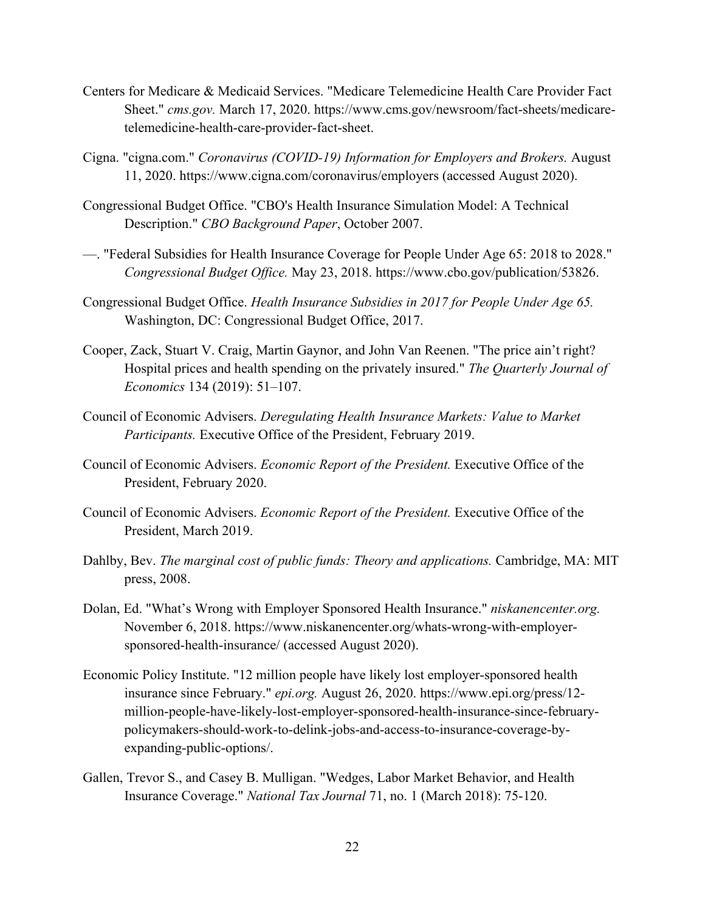Centers for Medicare & Medicaid Services. "Medicare Telemedicine Health Care Provider Fact Sheet." *cms.gov.* March 17, 2020. https://www.cms.gov/newsroom/fact-sheets/medicare-telemedicine-health-care-provider-fact-sheet.

Cigna. "cigna.com." *Coronavirus (COVID-19) Information for Employers and Brokers.* August 11, 2020. https://www.cigna.com/coronavirus/employers (accessed August 2020).

Congressional Budget Office. "CBO's Health Insurance Simulation Model: A Technical Description." *CBO Background Paper*, October 2007.

—. "Federal Subsidies for Health Insurance Coverage for People Under Age 65: 2018 to 2028." *Congressional Budget Office.* May 23, 2018. https://www.cbo.gov/publication/53826.

Congressional Budget Office. *Health Insurance Subsidies in 2017 for People Under Age 65.* Washington, DC: Congressional Budget Office, 2017.

Cooper, Zack, Stuart V. Craig, Martin Gaynor, and John Van Reenen. "The price ain't right? Hospital prices and health spending on the privately insured." *The Quarterly Journal of Economics* 134 (2019): 51–107.

Council of Economic Advisers. *Deregulating Health Insurance Markets: Value to Market Participants.* Executive Office of the President, February 2019.

Council of Economic Advisers. *Economic Report of the President.* Executive Office of the President, February 2020.

Council of Economic Advisers. *Economic Report of the President.* Executive Office of the President, March 2019.

Dahlby, Bev. *The marginal cost of public funds: Theory and applications.* Cambridge, MA: MIT press, 2008.

Dolan, Ed. "What's Wrong with Employer Sponsored Health Insurance." *niskanencenter.org.* November 6, 2018. https://www.niskanencenter.org/whats-wrong-with-employer-sponsored-health-insurance/ (accessed August 2020).

Economic Policy Institute. "12 million people have likely lost employer-sponsored health insurance since February." *epi.org.* August 26, 2020. https://www.epi.org/press/12-million-people-have-likely-lost-employer-sponsored-health-insurance-since-february-policymakers-should-work-to-delink-jobs-and-access-to-insurance-coverage-by-expanding-public-options/.

Gallen, Trevor S., and Casey B. Mulligan. "Wedges, Labor Market Behavior, and Health Insurance Coverage." *National Tax Journal* 71, no. 1 (March 2018): 75-120.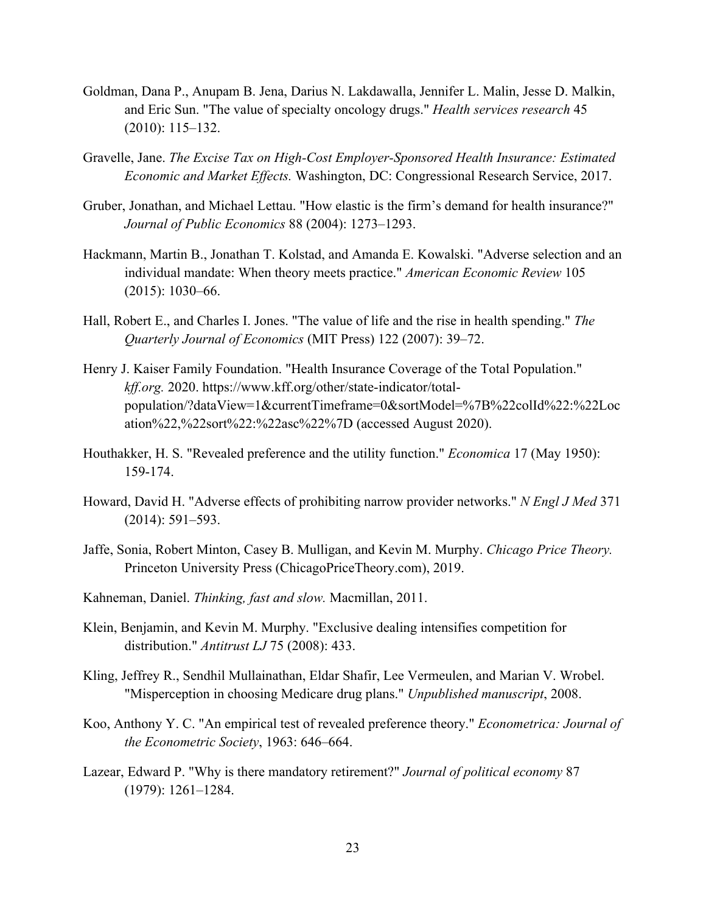Goldman, Dana P., Anupam B. Jena, Darius N. Lakdawalla, Jennifer L. Malin, Jesse D. Malkin, and Eric Sun. "The value of specialty oncology drugs." *Health services research* 45 (2010): 115–132.

Gravelle, Jane. *The Excise Tax on High-Cost Employer-Sponsored Health Insurance: Estimated Economic and Market Effects.* Washington, DC: Congressional Research Service, 2017.

Gruber, Jonathan, and Michael Lettau. "How elastic is the firm's demand for health insurance?" *Journal of Public Economics* 88 (2004): 1273–1293.

Hackmann, Martin B., Jonathan T. Kolstad, and Amanda E. Kowalski. "Adverse selection and an individual mandate: When theory meets practice." *American Economic Review* 105 (2015): 1030–66.

Hall, Robert E., and Charles I. Jones. "The value of life and the rise in health spending." *The Quarterly Journal of Economics* (MIT Press) 122 (2007): 39–72.

Henry J. Kaiser Family Foundation. "Health Insurance Coverage of the Total Population." *kff.org.* 2020. https://www.kff.org/other/state-indicator/total-population/?dataView=1&currentTimeframe=0&sortModel=%7B%22colId%22:%22Location%22,%22sort%22:%22asc%22%7D (accessed August 2020).

Houthakker, H. S. "Revealed preference and the utility function." *Economica* 17 (May 1950): 159-174.

Howard, David H. "Adverse effects of prohibiting narrow provider networks." *N Engl J Med* 371 (2014): 591–593.

Jaffe, Sonia, Robert Minton, Casey B. Mulligan, and Kevin M. Murphy. *Chicago Price Theory.* Princeton University Press (ChicagoPriceTheory.com), 2019.

Kahneman, Daniel. *Thinking, fast and slow.* Macmillan, 2011.

Klein, Benjamin, and Kevin M. Murphy. "Exclusive dealing intensifies competition for distribution." *Antitrust LJ* 75 (2008): 433.

Kling, Jeffrey R., Sendhil Mullainathan, Eldar Shafir, Lee Vermeulen, and Marian V. Wrobel. "Misperception in choosing Medicare drug plans." *Unpublished manuscript*, 2008.

Koo, Anthony Y. C. "An empirical test of revealed preference theory." *Econometrica: Journal of the Econometric Society*, 1963: 646–664.

Lazear, Edward P. "Why is there mandatory retirement?" *Journal of political economy* 87 (1979): 1261–1284.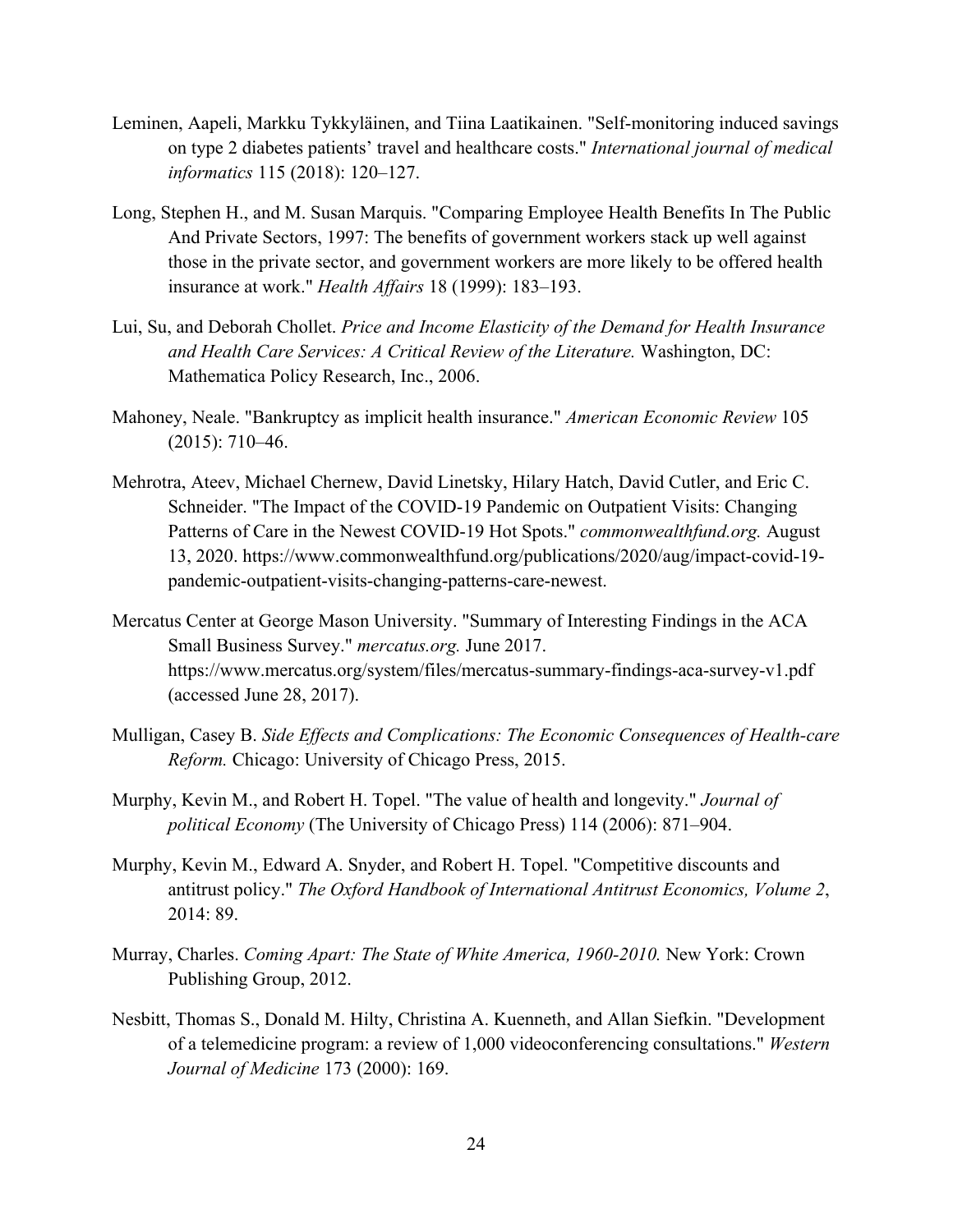Leminen, Aapeli, Markku Tykkyläinen, and Tiina Laatikainen. "Self-monitoring induced savings on type 2 diabetes patients' travel and healthcare costs." *International journal of medical informatics* 115 (2018): 120–127.

Long, Stephen H., and M. Susan Marquis. "Comparing Employee Health Benefits In The Public And Private Sectors, 1997: The benefits of government workers stack up well against those in the private sector, and government workers are more likely to be offered health insurance at work." *Health Affairs* 18 (1999): 183–193.

Lui, Su, and Deborah Chollet. *Price and Income Elasticity of the Demand for Health Insurance and Health Care Services: A Critical Review of the Literature.* Washington, DC: Mathematica Policy Research, Inc., 2006.

Mahoney, Neale. "Bankruptcy as implicit health insurance." *American Economic Review* 105 (2015): 710–46.

Mehrotra, Ateev, Michael Chernew, David Linetsky, Hilary Hatch, David Cutler, and Eric C. Schneider. "The Impact of the COVID-19 Pandemic on Outpatient Visits: Changing Patterns of Care in the Newest COVID-19 Hot Spots." *commonwealthfund.org.* August 13, 2020. https://www.commonwealthfund.org/publications/2020/aug/impact-covid-19-pandemic-outpatient-visits-changing-patterns-care-newest.

Mercatus Center at George Mason University. "Summary of Interesting Findings in the ACA Small Business Survey." *mercatus.org.* June 2017. https://www.mercatus.org/system/files/mercatus-summary-findings-aca-survey-v1.pdf (accessed June 28, 2017).

Mulligan, Casey B. *Side Effects and Complications: The Economic Consequences of Health-care Reform.* Chicago: University of Chicago Press, 2015.

Murphy, Kevin M., and Robert H. Topel. "The value of health and longevity." *Journal of political Economy* (The University of Chicago Press) 114 (2006): 871–904.

Murphy, Kevin M., Edward A. Snyder, and Robert H. Topel. "Competitive discounts and antitrust policy." *The Oxford Handbook of International Antitrust Economics, Volume 2*, 2014: 89.

Murray, Charles. *Coming Apart: The State of White America, 1960-2010.* New York: Crown Publishing Group, 2012.

Nesbitt, Thomas S., Donald M. Hilty, Christina A. Kuenneth, and Allan Siefkin. "Development of a telemedicine program: a review of 1,000 videoconferencing consultations." *Western Journal of Medicine* 173 (2000): 169.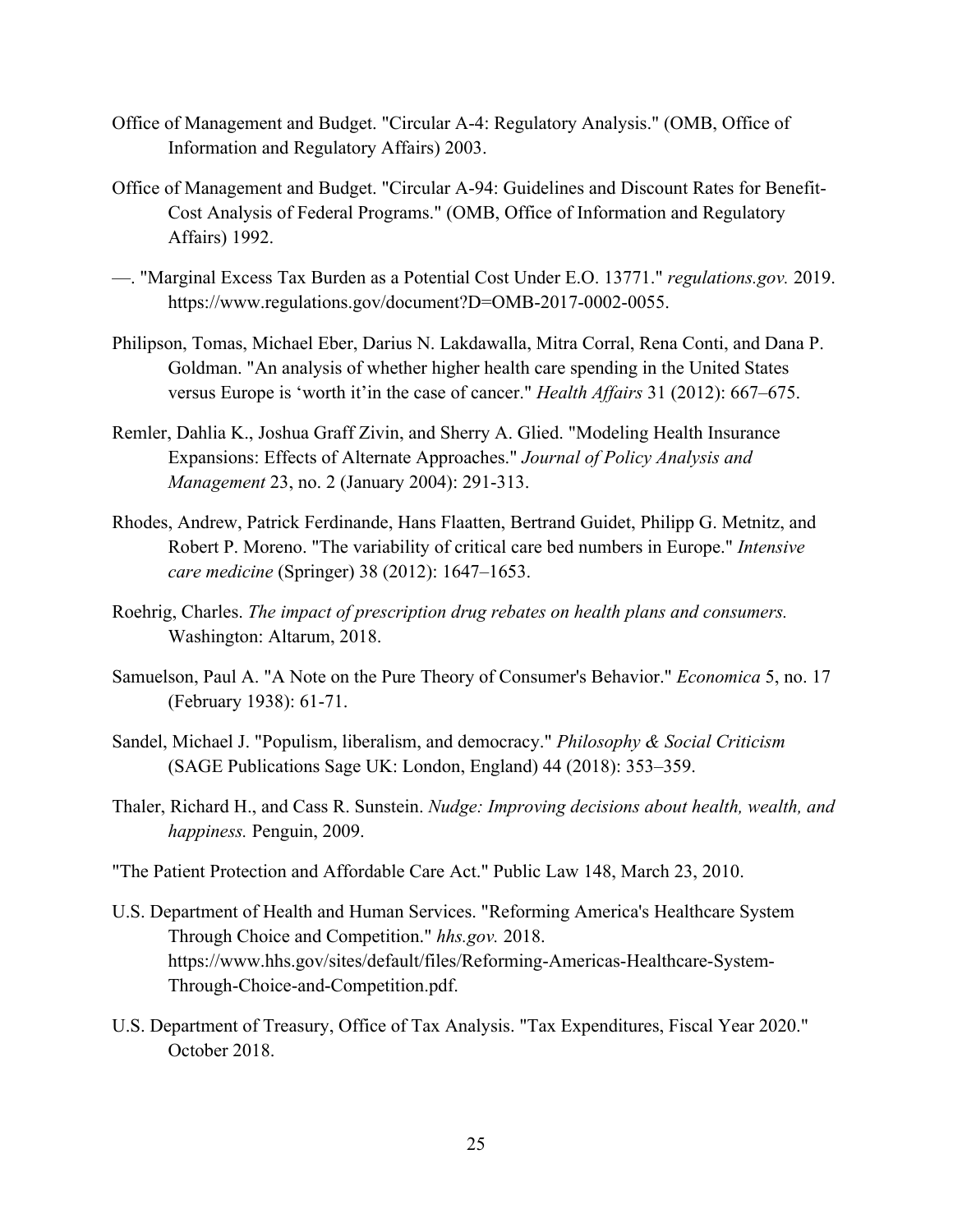Office of Management and Budget. "Circular A-4: Regulatory Analysis." (OMB, Office of Information and Regulatory Affairs) 2003.

Office of Management and Budget. "Circular A-94: Guidelines and Discount Rates for Benefit-Cost Analysis of Federal Programs." (OMB, Office of Information and Regulatory Affairs) 1992.

—. "Marginal Excess Tax Burden as a Potential Cost Under E.O. 13771." *regulations.gov.* 2019. https://www.regulations.gov/document?D=OMB-2017-0002-0055.

Philipson, Tomas, Michael Eber, Darius N. Lakdawalla, Mitra Corral, Rena Conti, and Dana P. Goldman. "An analysis of whether higher health care spending in the United States versus Europe is 'worth it'in the case of cancer." *Health Affairs* 31 (2012): 667–675.

Remler, Dahlia K., Joshua Graff Zivin, and Sherry A. Glied. "Modeling Health Insurance Expansions: Effects of Alternate Approaches." *Journal of Policy Analysis and Management* 23, no. 2 (January 2004): 291-313.

Rhodes, Andrew, Patrick Ferdinande, Hans Flaatten, Bertrand Guidet, Philipp G. Metnitz, and Robert P. Moreno. "The variability of critical care bed numbers in Europe." *Intensive care medicine* (Springer) 38 (2012): 1647–1653.

Roehrig, Charles. *The impact of prescription drug rebates on health plans and consumers.* Washington: Altarum, 2018.

Samuelson, Paul A. "A Note on the Pure Theory of Consumer's Behavior." *Economica* 5, no. 17 (February 1938): 61-71.

Sandel, Michael J. "Populism, liberalism, and democracy." *Philosophy & Social Criticism* (SAGE Publications Sage UK: London, England) 44 (2018): 353–359.

Thaler, Richard H., and Cass R. Sunstein. *Nudge: Improving decisions about health, wealth, and happiness.* Penguin, 2009.

"The Patient Protection and Affordable Care Act." Public Law 148, March 23, 2010.

U.S. Department of Health and Human Services. "Reforming America's Healthcare System Through Choice and Competition." *hhs.gov.* 2018. https://www.hhs.gov/sites/default/files/Reforming-Americas-Healthcare-System-Through-Choice-and-Competition.pdf.

U.S. Department of Treasury, Office of Tax Analysis. "Tax Expenditures, Fiscal Year 2020." October 2018.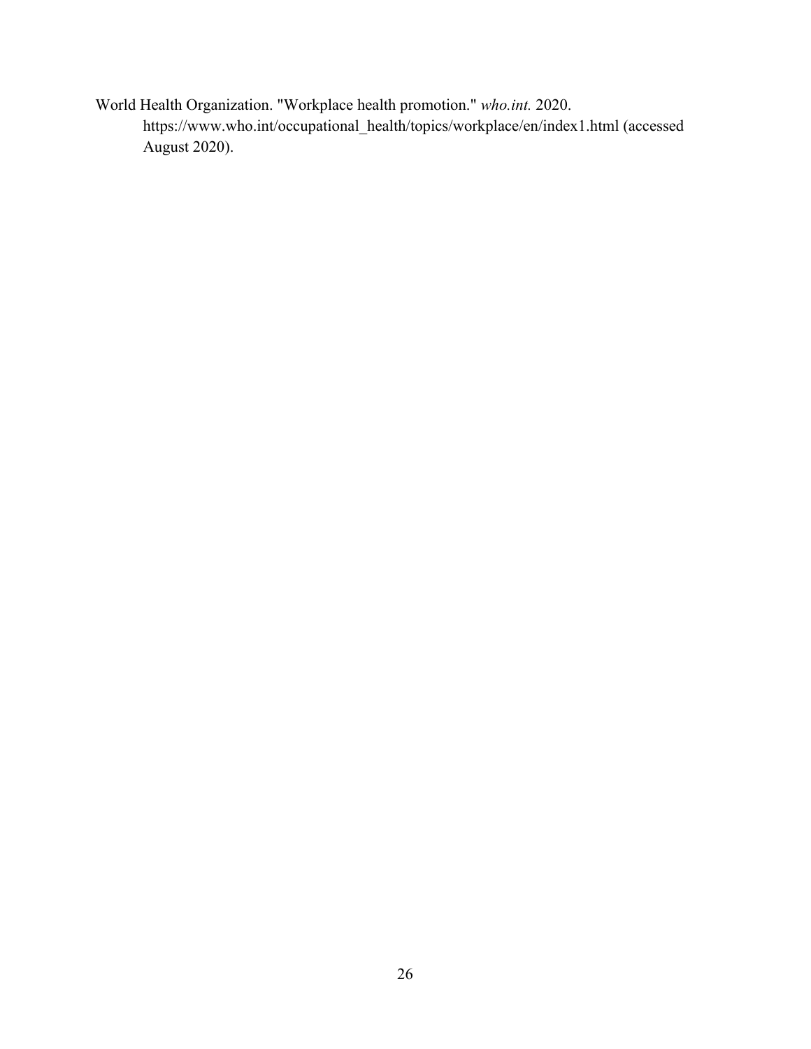World Health Organization. "Workplace health promotion." *who.int.* 2020. https://www.who.int/occupational_health/topics/workplace/en/index1.html (accessed August 2020).